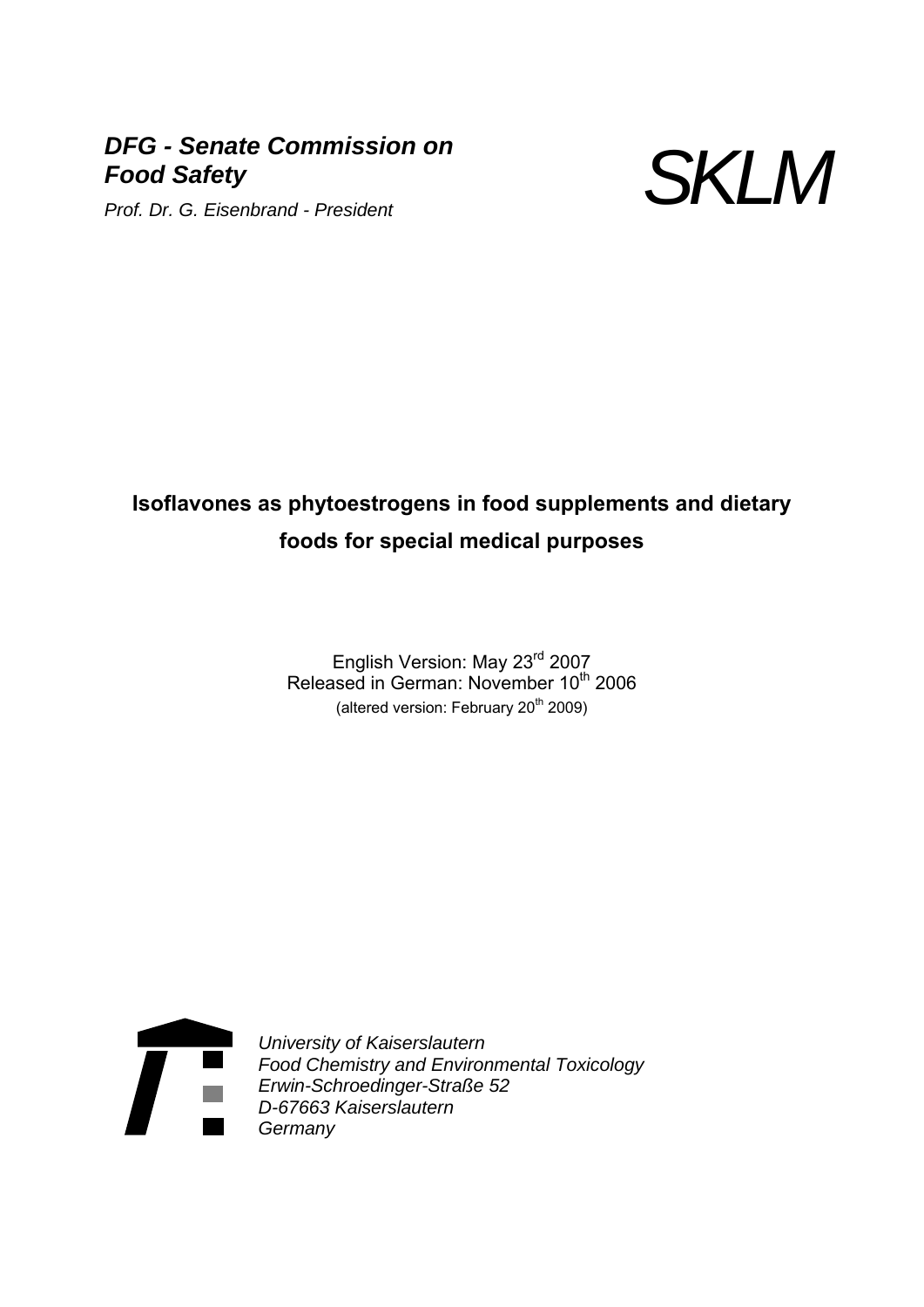***DFG - Senate Commission on Food Safety***

*Prof. Dr. G. Eisenbrand - President*

*SKLM*

# Isoflavones as phytoestrogens in food supplements and dietary foods for special medical purposes

English Version: May 23rd 2007
Released in German: November 10th 2006
(altered version: February 20th 2009)

*University of Kaiserslautern*
*Food Chemistry and Environmental Toxicology*
*Erwin-Schroedinger-Straße 52*
*D-67663 Kaiserslautern*
*Germany*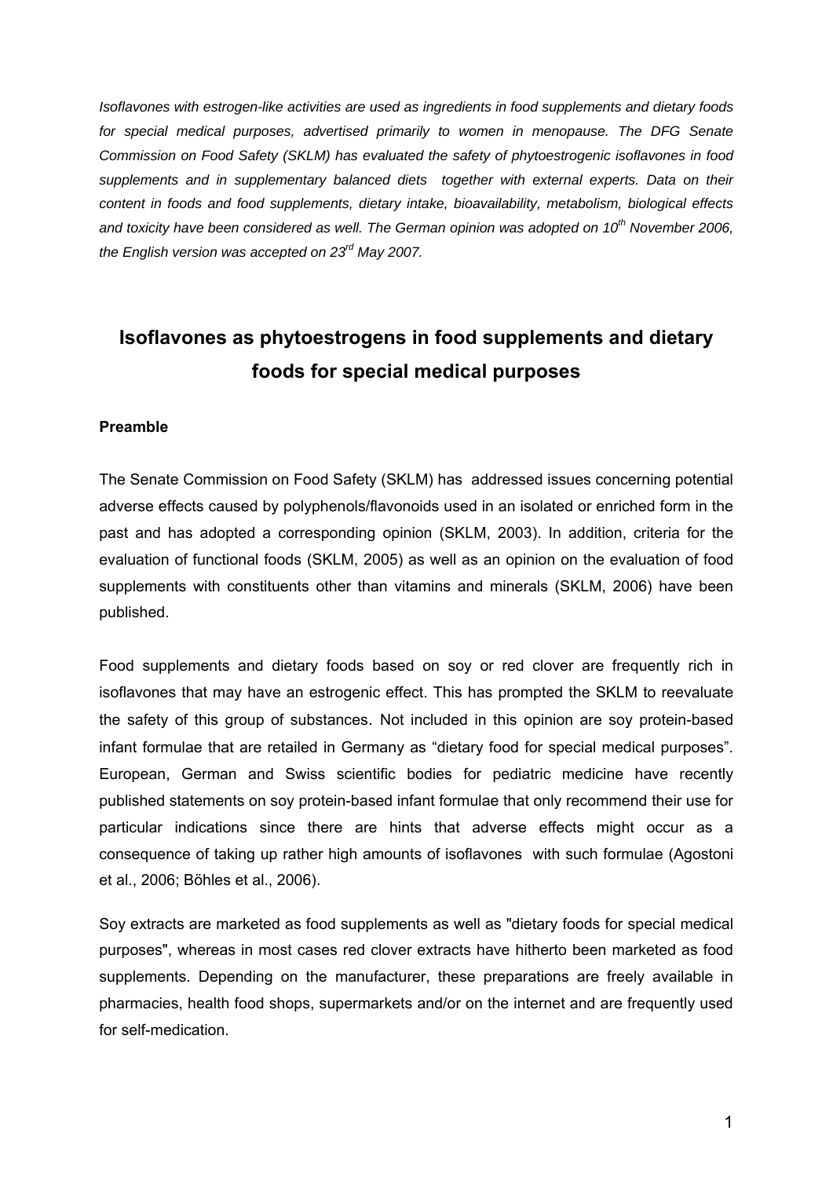*Isoflavones with estrogen-like activities are used as ingredients in food supplements and dietary foods for special medical purposes, advertised primarily to women in menopause. The DFG Senate Commission on Food Safety (SKLM) has evaluated the safety of phytoestrogenic isoflavones in food supplements and in supplementary balanced diets together with external experts. Data on their content in foods and food supplements, dietary intake, bioavailability, metabolism, biological effects and toxicity have been considered as well. The German opinion was adopted on 10th November 2006, the English version was accepted on 23rd May 2007.*

# Isoflavones as phytoestrogens in food supplements and dietary foods for special medical purposes

## Preamble

The Senate Commission on Food Safety (SKLM) has addressed issues concerning potential adverse effects caused by polyphenols/flavonoids used in an isolated or enriched form in the past and has adopted a corresponding opinion (SKLM, 2003). In addition, criteria for the evaluation of functional foods (SKLM, 2005) as well as an opinion on the evaluation of food supplements with constituents other than vitamins and minerals (SKLM, 2006) have been published.

Food supplements and dietary foods based on soy or red clover are frequently rich in isoflavones that may have an estrogenic effect. This has prompted the SKLM to reevaluate the safety of this group of substances. Not included in this opinion are soy protein-based infant formulae that are retailed in Germany as "dietary food for special medical purposes". European, German and Swiss scientific bodies for pediatric medicine have recently published statements on soy protein-based infant formulae that only recommend their use for particular indications since there are hints that adverse effects might occur as a consequence of taking up rather high amounts of isoflavones with such formulae (Agostoni et al., 2006; Böhles et al., 2006).

Soy extracts are marketed as food supplements as well as "dietary foods for special medical purposes", whereas in most cases red clover extracts have hitherto been marketed as food supplements. Depending on the manufacturer, these preparations are freely available in pharmacies, health food shops, supermarkets and/or on the internet and are frequently used for self-medication.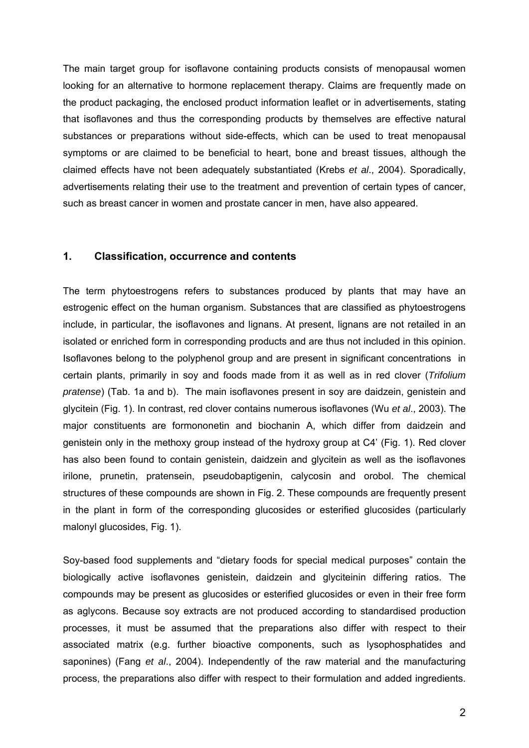The main target group for isoflavone containing products consists of menopausal women looking for an alternative to hormone replacement therapy. Claims are frequently made on the product packaging, the enclosed product information leaflet or in advertisements, stating that isoflavones and thus the corresponding products by themselves are effective natural substances or preparations without side-effects, which can be used to treat menopausal symptoms or are claimed to be beneficial to heart, bone and breast tissues, although the claimed effects have not been adequately substantiated (Krebs *et al*., 2004). Sporadically, advertisements relating their use to the treatment and prevention of certain types of cancer, such as breast cancer in women and prostate cancer in men, have also appeared.

## 1. Classification, occurrence and contents

The term phytoestrogens refers to substances produced by plants that may have an estrogenic effect on the human organism. Substances that are classified as phytoestrogens include, in particular, the isoflavones and lignans. At present, lignans are not retailed in an isolated or enriched form in corresponding products and are thus not included in this opinion. Isoflavones belong to the polyphenol group and are present in significant concentrations in certain plants, primarily in soy and foods made from it as well as in red clover (*Trifolium pratense*) (Tab. 1a and b). The main isoflavones present in soy are daidzein, genistein and glycitein (Fig. 1). In contrast, red clover contains numerous isoflavones (Wu *et al*., 2003). The major constituents are formononetin and biochanin A, which differ from daidzein and genistein only in the methoxy group instead of the hydroxy group at C4' (Fig. 1). Red clover has also been found to contain genistein, daidzein and glycitein as well as the isoflavones irilone, prunetin, pratensein, pseudobaptigenin, calycosin and orobol. The chemical structures of these compounds are shown in Fig. 2. These compounds are frequently present in the plant in form of the corresponding glucosides or esterified glucosides (particularly malonyl glucosides, Fig. 1).

Soy-based food supplements and "dietary foods for special medical purposes" contain the biologically active isoflavones genistein, daidzein and glyciteinin differing ratios. The compounds may be present as glucosides or esterified glucosides or even in their free form as aglycons. Because soy extracts are not produced according to standardised production processes, it must be assumed that the preparations also differ with respect to their associated matrix (e.g. further bioactive components, such as lysophosphatides and saponines) (Fang *et al*., 2004). Independently of the raw material and the manufacturing process, the preparations also differ with respect to their formulation and added ingredients.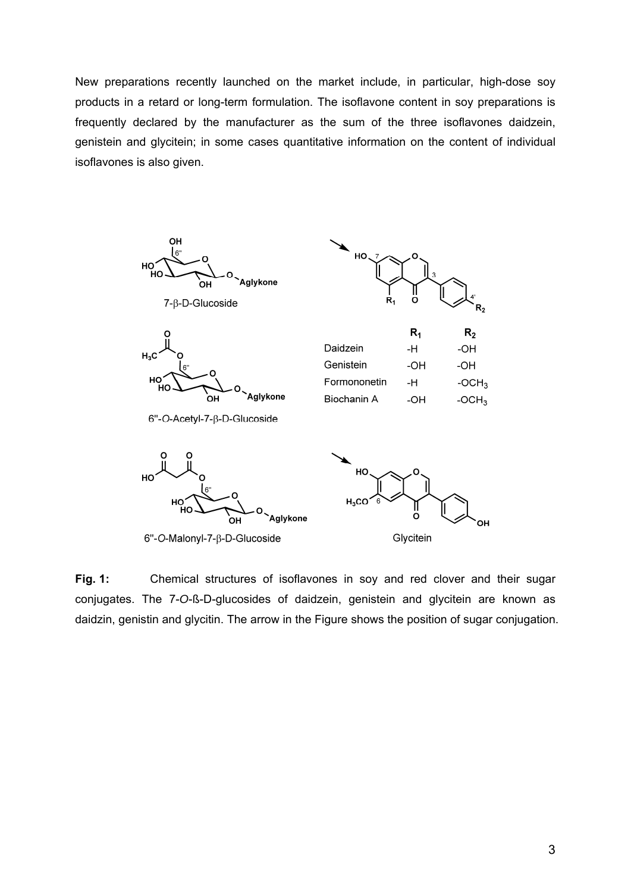New preparations recently launched on the market include, in particular, high-dose soy products in a retard or long-term formulation. The isoflavone content in soy preparations is frequently declared by the manufacturer as the sum of the three isoflavones daidzein, genistein and glycitein; in some cases quantitative information on the content of individual isoflavones is also given.

| | $R_1$ | $R_2$ |
|---|---|---|
| Daidzein | -H | -OH |
| Genistein | -OH | -OH |
| Formononetin | -H | $-OCH_3$ |
| Biochanin A | -OH | $-OCH_3$ |

**Fig. 1:** Chemical structures of isoflavones in soy and red clover and their sugar conjugates. The 7-*O*-ß-D-glucosides of daidzein, genistein and glycitein are known as daidzin, genistin and glycitin. The arrow in the Figure shows the position of sugar conjugation.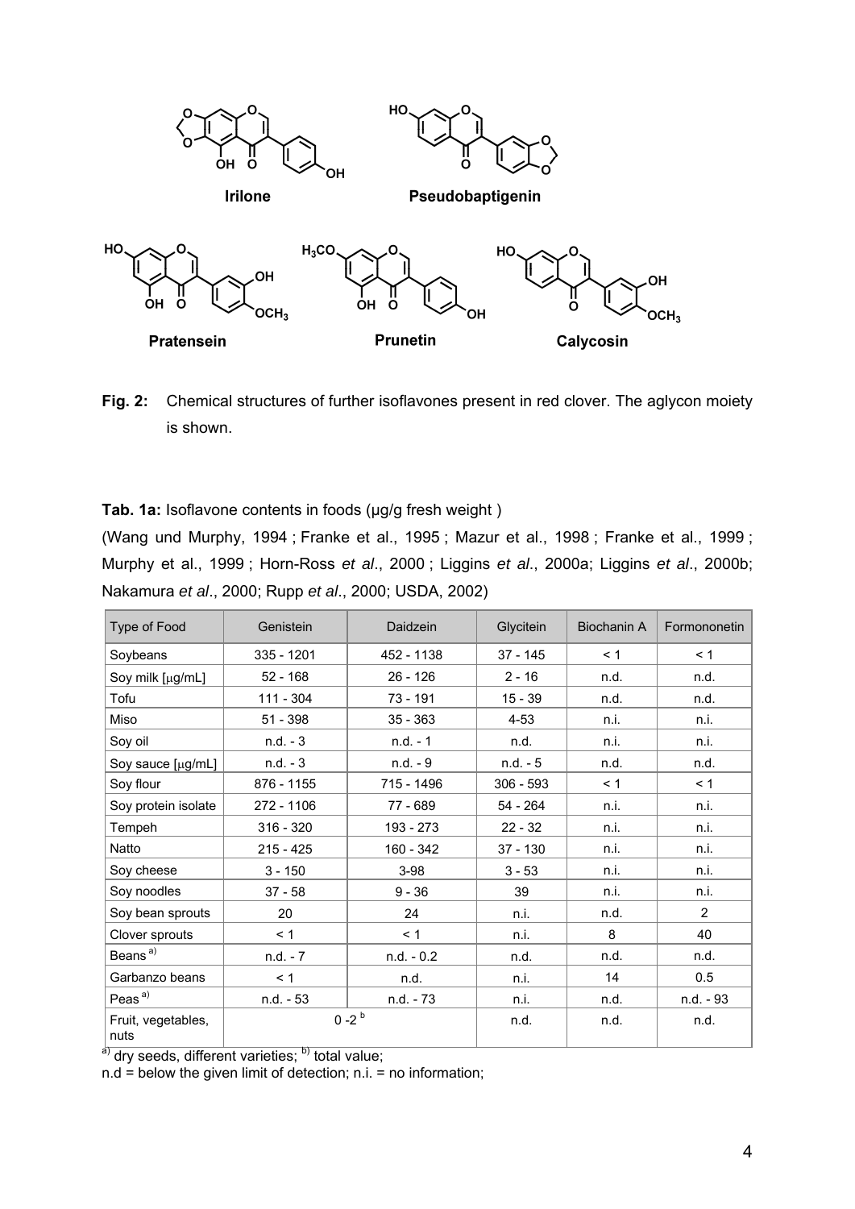Irilone

Pseudobaptigenin

Pratensein

Prunetin

Calycosin

**Fig. 2:** Chemical structures of further isoflavones present in red clover. The aglycon moiety is shown.

**Tab. 1a:** Isoflavone contents in foods (µg/g fresh weight )

(Wang und Murphy, 1994 ; Franke et al., 1995 ; Mazur et al., 1998 ; Franke et al., 1999 ; Murphy et al., 1999 ; Horn-Ross *et al*., 2000 ; Liggins *et al*., 2000a; Liggins *et al*., 2000b; Nakamura *et al*., 2000; Rupp *et al*., 2000; USDA, 2002)

| Type of Food | Genistein | Daidzein | Glycitein | Biochanin A | Formononetin |
|---|---|---|---|---|---|
| Soybeans | 335 - 1201 | 452 - 1138 | 37 - 145 | < 1 | < 1 |
| Soy milk [µg/mL] | 52 - 168 | 26 - 126 | 2 - 16 | n.d. | n.d. |
| Tofu | 111 - 304 | 73 - 191 | 15 - 39 | n.d. | n.d. |
| Miso | 51 - 398 | 35 - 363 | 4-53 | n.i. | n.i. |
| Soy oil | n.d. - 3 | n.d. - 1 | n.d. | n.i. | n.i. |
| Soy sauce [µg/mL] | n.d. - 3 | n.d. - 9 | n.d. - 5 | n.d. | n.d. |
| Soy flour | 876 - 1155 | 715 - 1496 | 306 - 593 | < 1 | < 1 |
| Soy protein isolate | 272 - 1106 | 77 - 689 | 54 - 264 | n.i. | n.i. |
| Tempeh | 316 - 320 | 193 - 273 | 22 - 32 | n.i. | n.i. |
| Natto | 215 - 425 | 160 - 342 | 37 - 130 | n.i. | n.i. |
| Soy cheese | 3 - 150 | 3-98 | 3 - 53 | n.i. | n.i. |
| Soy noodles | 37 - 58 | 9 - 36 | 39 | n.i. | n.i. |
| Soy bean sprouts | 20 | 24 | n.i. | n.d. | 2 |
| Clover sprouts | < 1 | < 1 | n.i. | 8 | 40 |
| Beans [a)] | n.d. - 7 | n.d. - 0.2 | n.d. | n.d. | n.d. |
| Garbanzo beans | < 1 | n.d. | n.i. | 14 | 0.5 |
| Peas [a)] | n.d. - 53 | n.d. - 73 | n.i. | n.d. | n.d. - 93 |
| Fruit, vegetables, nuts | 0 -2 [b] | | n.d. | n.d. | n.d. |

[a)] dry seeds, different varieties; [b)] total value;
n.d = below the given limit of detection; n.i. = no information;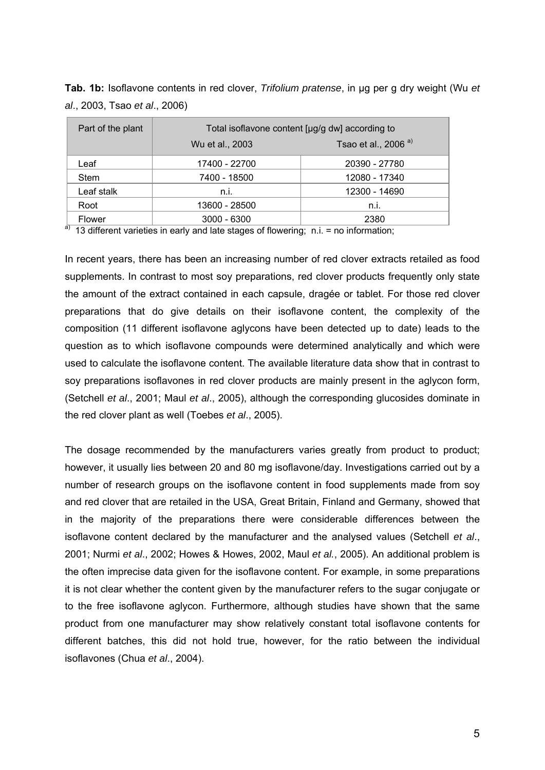**Tab. 1b:** Isoflavone contents in red clover, *Trifolium pratense*, in µg per g dry weight (Wu *et al*., 2003, Tsao *et al*., 2006)

| Part of the plant | Total isoflavone content [µg/g dw] according to | |
|---|---|---|
| | Wu et al., 2003 | Tsao et al., 2006 [a] |
| Leaf | 17400 - 22700 | 20390 - 27780 |
| Stem | 7400 - 18500 | 12080 - 17340 |
| Leaf stalk | n.i. | 12300 - 14690 |
| Root | 13600 - 28500 | n.i. |
| Flower | 3000 - 6300 | 2380 |

[a] 13 different varieties in early and late stages of flowering; n.i. = no information;

In recent years, there has been an increasing number of red clover extracts retailed as food supplements. In contrast to most soy preparations, red clover products frequently only state the amount of the extract contained in each capsule, dragée or tablet. For those red clover preparations that do give details on their isoflavone content, the complexity of the composition (11 different isoflavone aglycons have been detected up to date) leads to the question as to which isoflavone compounds were determined analytically and which were used to calculate the isoflavone content. The available literature data show that in contrast to soy preparations isoflavones in red clover products are mainly present in the aglycon form, (Setchell *et al*., 2001; Maul *et al*., 2005), although the corresponding glucosides dominate in the red clover plant as well (Toebes *et al*., 2005).

The dosage recommended by the manufacturers varies greatly from product to product; however, it usually lies between 20 and 80 mg isoflavone/day. Investigations carried out by a number of research groups on the isoflavone content in food supplements made from soy and red clover that are retailed in the USA, Great Britain, Finland and Germany, showed that in the majority of the preparations there were considerable differences between the isoflavone content declared by the manufacturer and the analysed values (Setchell *et al*., 2001; Nurmi *et al*., 2002; Howes & Howes, 2002, Maul *et al.*, 2005). An additional problem is the often imprecise data given for the isoflavone content. For example, in some preparations it is not clear whether the content given by the manufacturer refers to the sugar conjugate or to the free isoflavone aglycon. Furthermore, although studies have shown that the same product from one manufacturer may show relatively constant total isoflavone contents for different batches, this did not hold true, however, for the ratio between the individual isoflavones (Chua *et al*., 2004).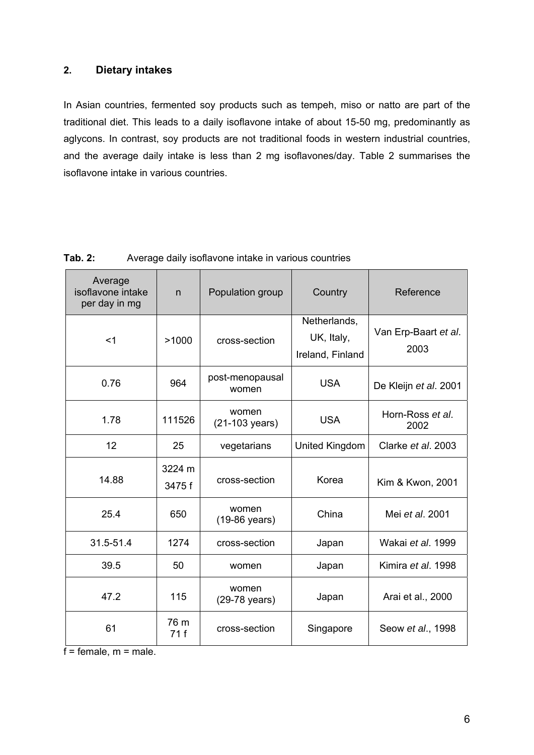## 2. Dietary intakes

In Asian countries, fermented soy products such as tempeh, miso or natto are part of the traditional diet. This leads to a daily isoflavone intake of about 15-50 mg, predominantly as aglycons. In contrast, soy products are not traditional foods in western industrial countries, and the average daily intake is less than 2 mg isoflavones/day. Table 2 summarises the isoflavone intake in various countries.

**Tab. 2:** Average daily isoflavone intake in various countries

| Average isoflavone intake per day in mg | n | Population group | Country | Reference |
|---|---|---|---|---|
| <1 | >1000 | cross-section | Netherlands, UK, Italy, Ireland, Finland | Van Erp-Baart *et al*. 2003 |
| 0.76 | 964 | post-menopausal women | USA | De Kleijn *et al*. 2001 |
| 1.78 | 111526 | women (21-103 years) | USA | Horn-Ross *et al*. 2002 |
| 12 | 25 | vegetarians | United Kingdom | Clarke *et al*. 2003 |
| 14.88 | 3224 m 3475 f | cross-section | Korea | Kim & Kwon, 2001 |
| 25.4 | 650 | women (19-86 years) | China | Mei *et al*. 2001 |
| 31.5-51.4 | 1274 | cross-section | Japan | Wakai *et al*. 1999 |
| 39.5 | 50 | women | Japan | Kimira *et al*. 1998 |
| 47.2 | 115 | women (29-78 years) | Japan | Arai et al., 2000 |
| 61 | 76 m 71 f | cross-section | Singapore | Seow *et al*., 1998 |

f = female, m = male.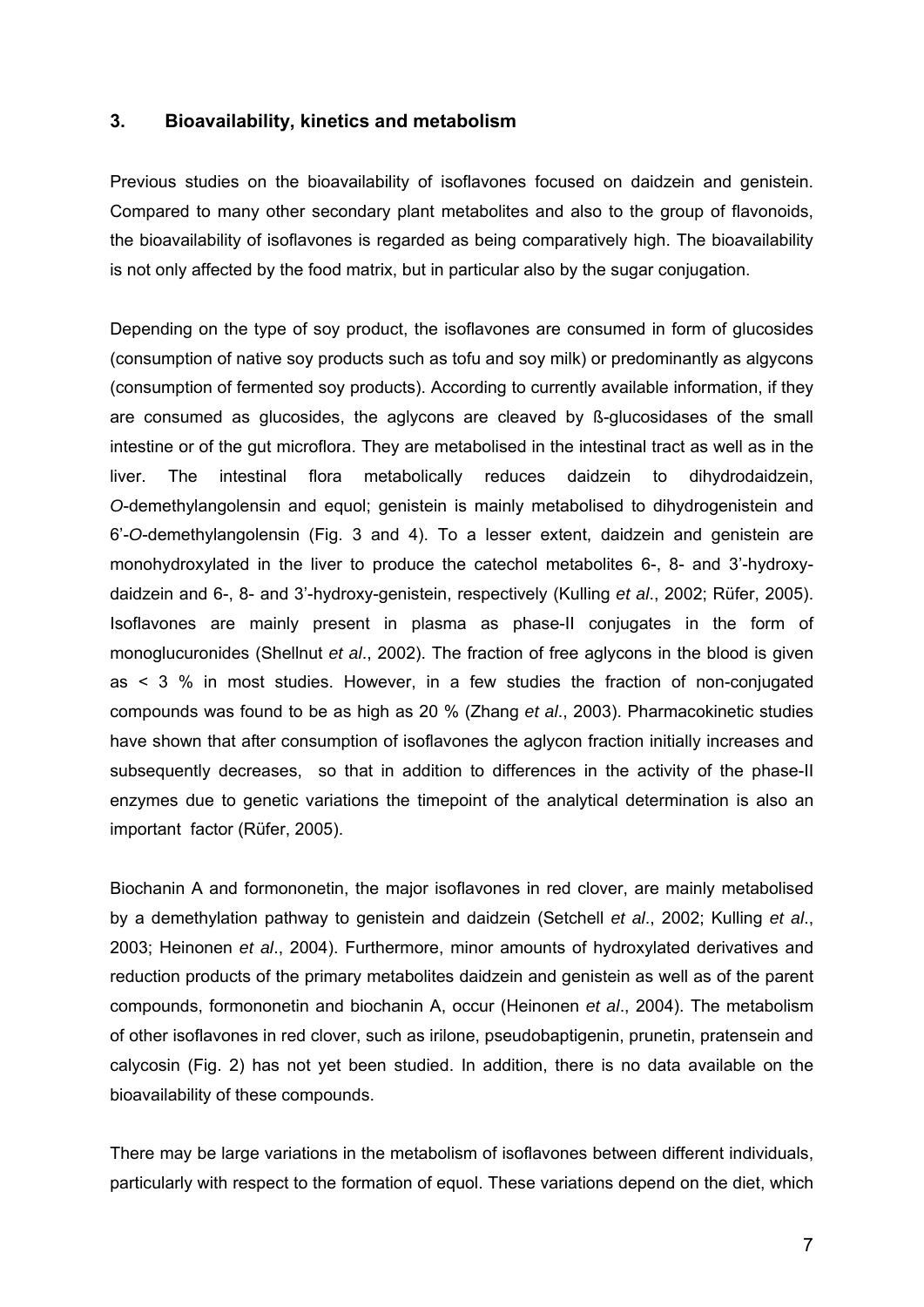## 3. Bioavailability, kinetics and metabolism

Previous studies on the bioavailability of isoflavones focused on daidzein and genistein. Compared to many other secondary plant metabolites and also to the group of flavonoids, the bioavailability of isoflavones is regarded as being comparatively high. The bioavailability is not only affected by the food matrix, but in particular also by the sugar conjugation.

Depending on the type of soy product, the isoflavones are consumed in form of glucosides (consumption of native soy products such as tofu and soy milk) or predominantly as algycons (consumption of fermented soy products). According to currently available information, if they are consumed as glucosides, the aglycons are cleaved by ß-glucosidases of the small intestine or of the gut microflora. They are metabolised in the intestinal tract as well as in the liver. The intestinal flora metabolically reduces daidzein to dihydrodaidzein, *O*-demethylangolensin and equol; genistein is mainly metabolised to dihydrogenistein and 6'-*O*-demethylangolensin (Fig. 3 and 4). To a lesser extent, daidzein and genistein are monohydroxylated in the liver to produce the catechol metabolites 6-, 8- and 3'-hydroxy-daidzein and 6-, 8- and 3'-hydroxy-genistein, respectively (Kulling *et al*., 2002; Rüfer, 2005). Isoflavones are mainly present in plasma as phase-II conjugates in the form of monoglucuronides (Shellnut *et al*., 2002). The fraction of free aglycons in the blood is given as < 3 % in most studies. However, in a few studies the fraction of non-conjugated compounds was found to be as high as 20 % (Zhang *et al*., 2003). Pharmacokinetic studies have shown that after consumption of isoflavones the aglycon fraction initially increases and subsequently decreases, so that in addition to differences in the activity of the phase-II enzymes due to genetic variations the timepoint of the analytical determination is also an important factor (Rüfer, 2005).

Biochanin A and formononetin, the major isoflavones in red clover, are mainly metabolised by a demethylation pathway to genistein and daidzein (Setchell *et al*., 2002; Kulling *et al*., 2003; Heinonen *et al*., 2004). Furthermore, minor amounts of hydroxylated derivatives and reduction products of the primary metabolites daidzein and genistein as well as of the parent compounds, formononetin and biochanin A, occur (Heinonen *et al*., 2004). The metabolism of other isoflavones in red clover, such as irilone, pseudobaptigenin, prunetin, pratensein and calycosin (Fig. 2) has not yet been studied. In addition, there is no data available on the bioavailability of these compounds.

There may be large variations in the metabolism of isoflavones between different individuals, particularly with respect to the formation of equol. These variations depend on the diet, which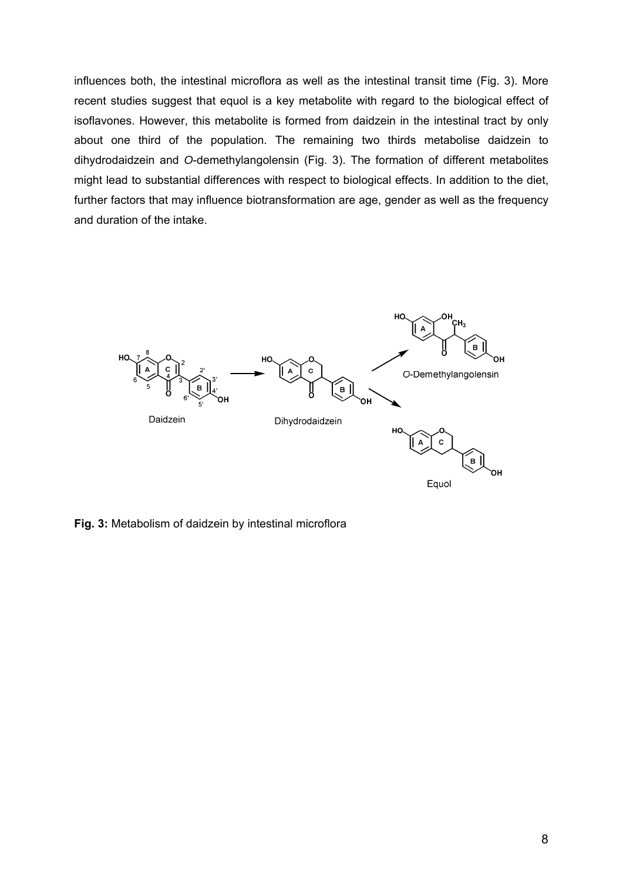influences both, the intestinal microflora as well as the intestinal transit time (Fig. 3). More recent studies suggest that equol is a key metabolite with regard to the biological effect of isoflavones. However, this metabolite is formed from daidzein in the intestinal tract by only about one third of the population. The remaining two thirds metabolise daidzein to dihydrodaidzein and *O*-demethylangolensin (Fig. 3). The formation of different metabolites might lead to substantial differences with respect to biological effects. In addition to the diet, further factors that may influence biotransformation are age, gender as well as the frequency and duration of the intake.

**Fig. 3:** Metabolism of daidzein by intestinal microflora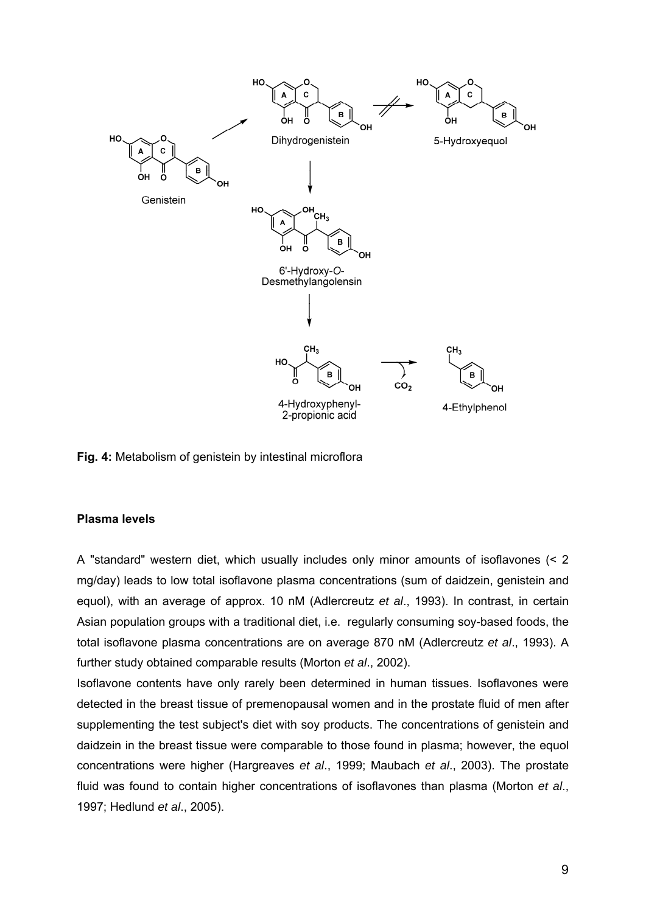**Fig. 4:** Metabolism of genistein by intestinal microflora

**Plasma levels**

A "standard" western diet, which usually includes only minor amounts of isoflavones (< 2 mg/day) leads to low total isoflavone plasma concentrations (sum of daidzein, genistein and equol), with an average of approx. 10 nM (Adlercreutz *et al*., 1993). In contrast, in certain Asian population groups with a traditional diet, i.e. regularly consuming soy-based foods, the total isoflavone plasma concentrations are on average 870 nM (Adlercreutz *et al*., 1993). A further study obtained comparable results (Morton *et al*., 2002).

Isoflavone contents have only rarely been determined in human tissues. Isoflavones were detected in the breast tissue of premenopausal women and in the prostate fluid of men after supplementing the test subject's diet with soy products. The concentrations of genistein and daidzein in the breast tissue were comparable to those found in plasma; however, the equol concentrations were higher (Hargreaves *et al*., 1999; Maubach *et al*., 2003). The prostate fluid was found to contain higher concentrations of isoflavones than plasma (Morton *et al*., 1997; Hedlund *et al*., 2005).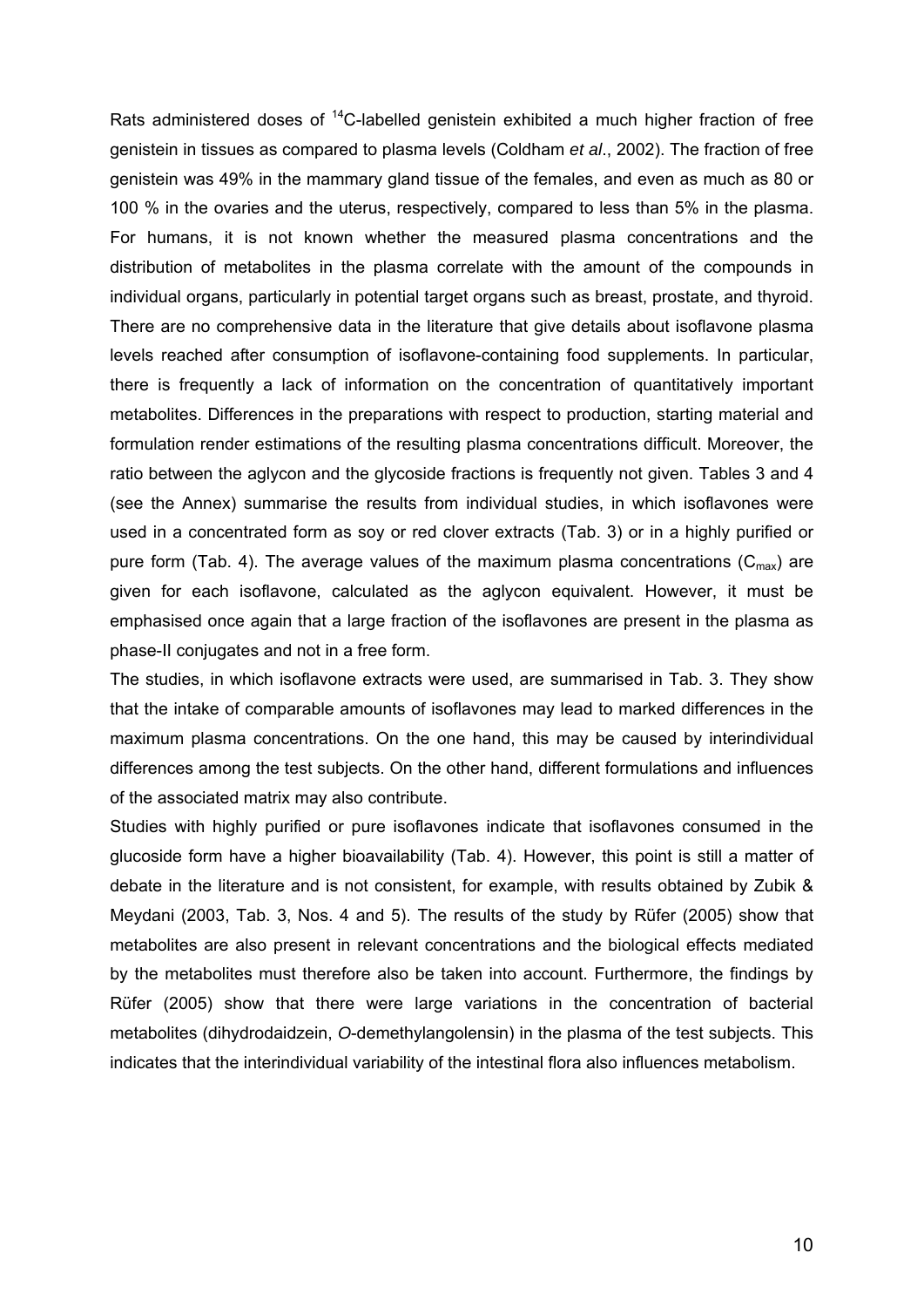Rats administered doses of $^{14}C$-labelled genistein exhibited a much higher fraction of free genistein in tissues as compared to plasma levels (Coldham *et al*., 2002). The fraction of free genistein was 49% in the mammary gland tissue of the females, and even as much as 80 or 100 % in the ovaries and the uterus, respectively, compared to less than 5% in the plasma. For humans, it is not known whether the measured plasma concentrations and the distribution of metabolites in the plasma correlate with the amount of the compounds in individual organs, particularly in potential target organs such as breast, prostate, and thyroid. There are no comprehensive data in the literature that give details about isoflavone plasma levels reached after consumption of isoflavone-containing food supplements. In particular, there is frequently a lack of information on the concentration of quantitatively important metabolites. Differences in the preparations with respect to production, starting material and formulation render estimations of the resulting plasma concentrations difficult. Moreover, the ratio between the aglycon and the glycoside fractions is frequently not given. Tables 3 and 4 (see the Annex) summarise the results from individual studies, in which isoflavones were used in a concentrated form as soy or red clover extracts (Tab. 3) or in a highly purified or pure form (Tab. 4). The average values of the maximum plasma concentrations ($C_{max}$) are given for each isoflavone, calculated as the aglycon equivalent. However, it must be emphasised once again that a large fraction of the isoflavones are present in the plasma as phase-II conjugates and not in a free form.

The studies, in which isoflavone extracts were used, are summarised in Tab. 3. They show that the intake of comparable amounts of isoflavones may lead to marked differences in the maximum plasma concentrations. On the one hand, this may be caused by interindividual differences among the test subjects. On the other hand, different formulations and influences of the associated matrix may also contribute.

Studies with highly purified or pure isoflavones indicate that isoflavones consumed in the glucoside form have a higher bioavailability (Tab. 4). However, this point is still a matter of debate in the literature and is not consistent, for example, with results obtained by Zubik & Meydani (2003, Tab. 3, Nos. 4 and 5). The results of the study by Rüfer (2005) show that metabolites are also present in relevant concentrations and the biological effects mediated by the metabolites must therefore also be taken into account. Furthermore, the findings by Rüfer (2005) show that there were large variations in the concentration of bacterial metabolites (dihydrodaidzein, *O*-demethylangolensin) in the plasma of the test subjects. This indicates that the interindividual variability of the intestinal flora also influences metabolism.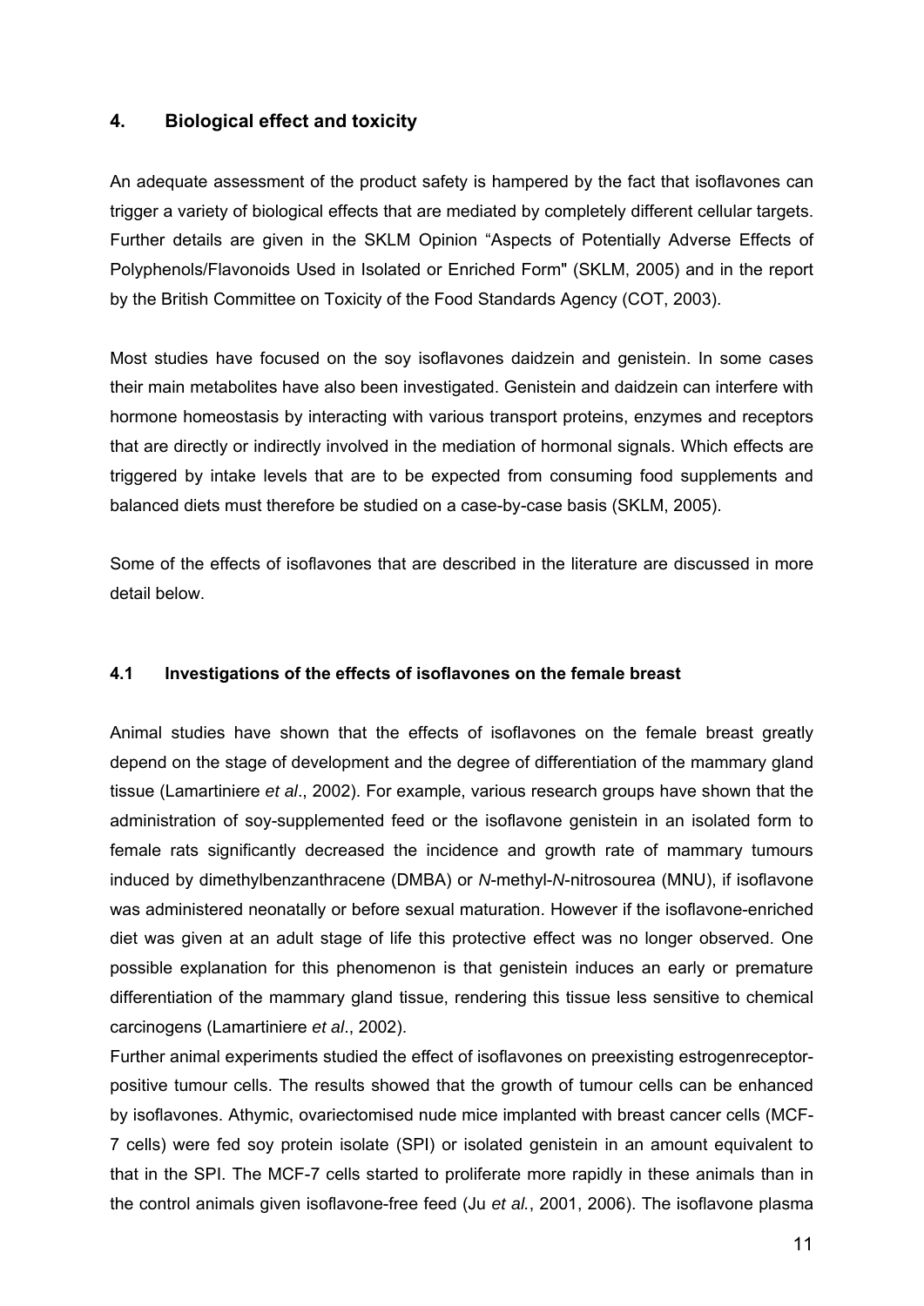## 4. Biological effect and toxicity

An adequate assessment of the product safety is hampered by the fact that isoflavones can trigger a variety of biological effects that are mediated by completely different cellular targets. Further details are given in the SKLM Opinion "Aspects of Potentially Adverse Effects of Polyphenols/Flavonoids Used in Isolated or Enriched Form" (SKLM, 2005) and in the report by the British Committee on Toxicity of the Food Standards Agency (COT, 2003).

Most studies have focused on the soy isoflavones daidzein and genistein. In some cases their main metabolites have also been investigated. Genistein and daidzein can interfere with hormone homeostasis by interacting with various transport proteins, enzymes and receptors that are directly or indirectly involved in the mediation of hormonal signals. Which effects are triggered by intake levels that are to be expected from consuming food supplements and balanced diets must therefore be studied on a case-by-case basis (SKLM, 2005).

Some of the effects of isoflavones that are described in the literature are discussed in more detail below.

### 4.1 Investigations of the effects of isoflavones on the female breast

Animal studies have shown that the effects of isoflavones on the female breast greatly depend on the stage of development and the degree of differentiation of the mammary gland tissue (Lamartiniere *et al*., 2002). For example, various research groups have shown that the administration of soy-supplemented feed or the isoflavone genistein in an isolated form to female rats significantly decreased the incidence and growth rate of mammary tumours induced by dimethylbenzanthracene (DMBA) or *N*-methyl-*N*-nitrosourea (MNU), if isoflavone was administered neonatally or before sexual maturation. However if the isoflavone-enriched diet was given at an adult stage of life this protective effect was no longer observed. One possible explanation for this phenomenon is that genistein induces an early or premature differentiation of the mammary gland tissue, rendering this tissue less sensitive to chemical carcinogens (Lamartiniere *et al*., 2002).

Further animal experiments studied the effect of isoflavones on preexisting estrogenreceptor-positive tumour cells. The results showed that the growth of tumour cells can be enhanced by isoflavones. Athymic, ovariectomised nude mice implanted with breast cancer cells (MCF-7 cells) were fed soy protein isolate (SPI) or isolated genistein in an amount equivalent to that in the SPI. The MCF-7 cells started to proliferate more rapidly in these animals than in the control animals given isoflavone-free feed (Ju *et al.*, 2001, 2006). The isoflavone plasma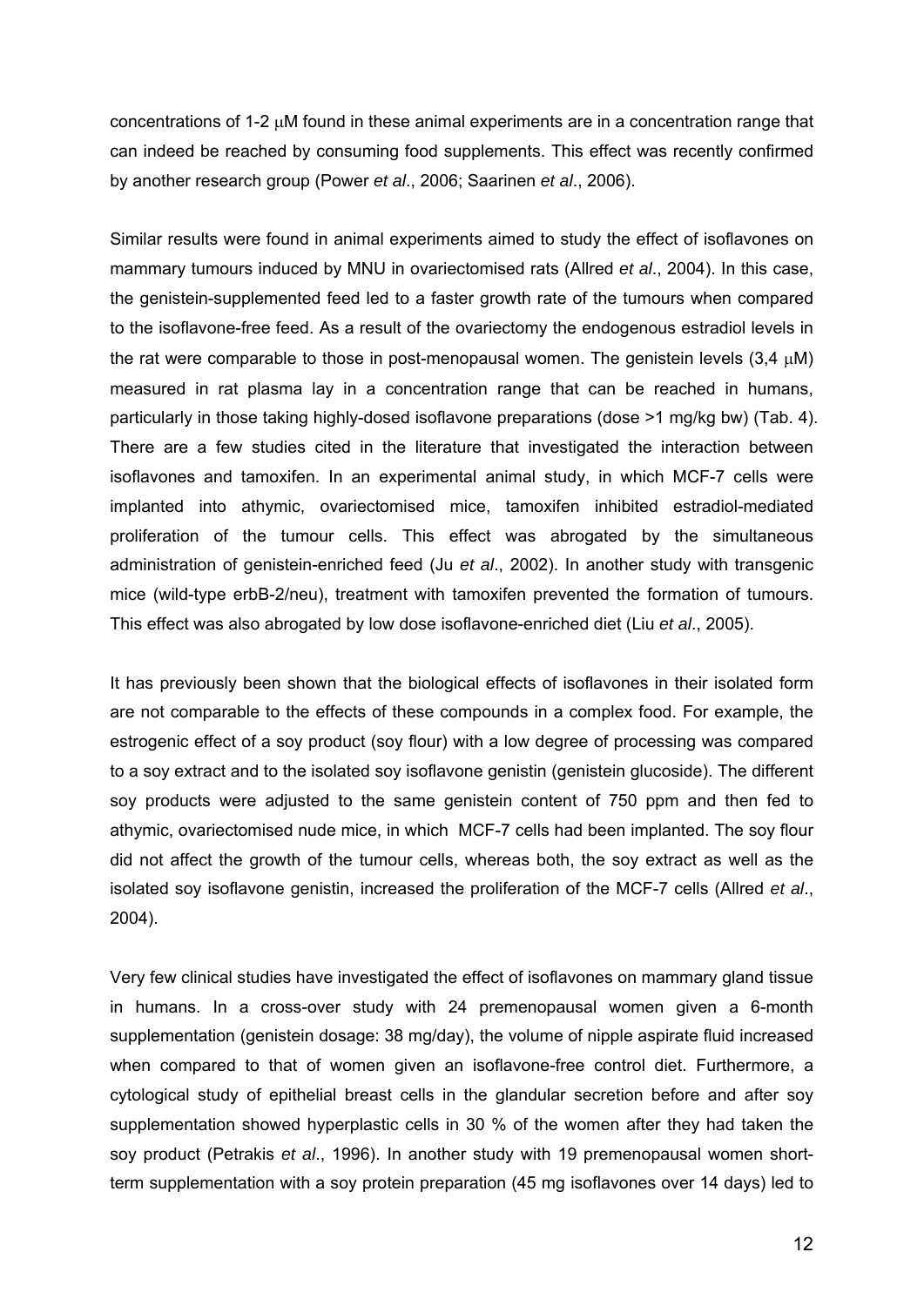concentrations of 1-2 μM found in these animal experiments are in a concentration range that can indeed be reached by consuming food supplements. This effect was recently confirmed by another research group (Power *et al*., 2006; Saarinen *et al*., 2006).

Similar results were found in animal experiments aimed to study the effect of isoflavones on mammary tumours induced by MNU in ovariectomised rats (Allred *et al*., 2004). In this case, the genistein-supplemented feed led to a faster growth rate of the tumours when compared to the isoflavone-free feed. As a result of the ovariectomy the endogenous estradiol levels in the rat were comparable to those in post-menopausal women. The genistein levels (3,4 μM) measured in rat plasma lay in a concentration range that can be reached in humans, particularly in those taking highly-dosed isoflavone preparations (dose >1 mg/kg bw) (Tab. 4). There are a few studies cited in the literature that investigated the interaction between isoflavones and tamoxifen. In an experimental animal study, in which MCF-7 cells were implanted into athymic, ovariectomised mice, tamoxifen inhibited estradiol-mediated proliferation of the tumour cells. This effect was abrogated by the simultaneous administration of genistein-enriched feed (Ju *et al*., 2002). In another study with transgenic mice (wild-type erbB-2/neu), treatment with tamoxifen prevented the formation of tumours. This effect was also abrogated by low dose isoflavone-enriched diet (Liu *et al*., 2005).

It has previously been shown that the biological effects of isoflavones in their isolated form are not comparable to the effects of these compounds in a complex food. For example, the estrogenic effect of a soy product (soy flour) with a low degree of processing was compared to a soy extract and to the isolated soy isoflavone genistin (genistein glucoside). The different soy products were adjusted to the same genistein content of 750 ppm and then fed to athymic, ovariectomised nude mice, in which MCF-7 cells had been implanted. The soy flour did not affect the growth of the tumour cells, whereas both, the soy extract as well as the isolated soy isoflavone genistin, increased the proliferation of the MCF-7 cells (Allred *et al*., 2004).

Very few clinical studies have investigated the effect of isoflavones on mammary gland tissue in humans. In a cross-over study with 24 premenopausal women given a 6-month supplementation (genistein dosage: 38 mg/day), the volume of nipple aspirate fluid increased when compared to that of women given an isoflavone-free control diet. Furthermore, a cytological study of epithelial breast cells in the glandular secretion before and after soy supplementation showed hyperplastic cells in 30 % of the women after they had taken the soy product (Petrakis *et al*., 1996). In another study with 19 premenopausal women short-term supplementation with a soy protein preparation (45 mg isoflavones over 14 days) led to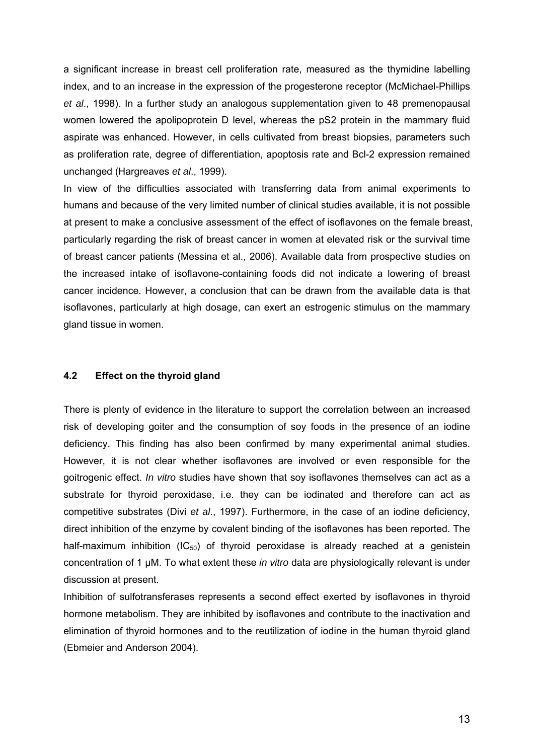a significant increase in breast cell proliferation rate, measured as the thymidine labelling index, and to an increase in the expression of the progesterone receptor (McMichael-Phillips *et al*., 1998). In a further study an analogous supplementation given to 48 premenopausal women lowered the apolipoprotein D level, whereas the pS2 protein in the mammary fluid aspirate was enhanced. However, in cells cultivated from breast biopsies, parameters such as proliferation rate, degree of differentiation, apoptosis rate and Bcl-2 expression remained unchanged (Hargreaves *et al*., 1999).

In view of the difficulties associated with transferring data from animal experiments to humans and because of the very limited number of clinical studies available, it is not possible at present to make a conclusive assessment of the effect of isoflavones on the female breast, particularly regarding the risk of breast cancer in women at elevated risk or the survival time of breast cancer patients (Messina et al., 2006). Available data from prospective studies on the increased intake of isoflavone-containing foods did not indicate a lowering of breast cancer incidence. However, a conclusion that can be drawn from the available data is that isoflavones, particularly at high dosage, can exert an estrogenic stimulus on the mammary gland tissue in women.

### 4.2 Effect on the thyroid gland

There is plenty of evidence in the literature to support the correlation between an increased risk of developing goiter and the consumption of soy foods in the presence of an iodine deficiency. This finding has also been confirmed by many experimental animal studies. However, it is not clear whether isoflavones are involved or even responsible for the goitrogenic effect. *In vitro* studies have shown that soy isoflavones themselves can act as a substrate for thyroid peroxidase, i.e. they can be iodinated and therefore can act as competitive substrates (Divi *et al*., 1997). Furthermore, in the case of an iodine deficiency, direct inhibition of the enzyme by covalent binding of the isoflavones has been reported. The half-maximum inhibition ($IC_{50}$) of thyroid peroxidase is already reached at a genistein concentration of 1 µM. To what extent these *in vitro* data are physiologically relevant is under discussion at present.

Inhibition of sulfotransferases represents a second effect exerted by isoflavones in thyroid hormone metabolism. They are inhibited by isoflavones and contribute to the inactivation and elimination of thyroid hormones and to the reutilization of iodine in the human thyroid gland (Ebmeier and Anderson 2004).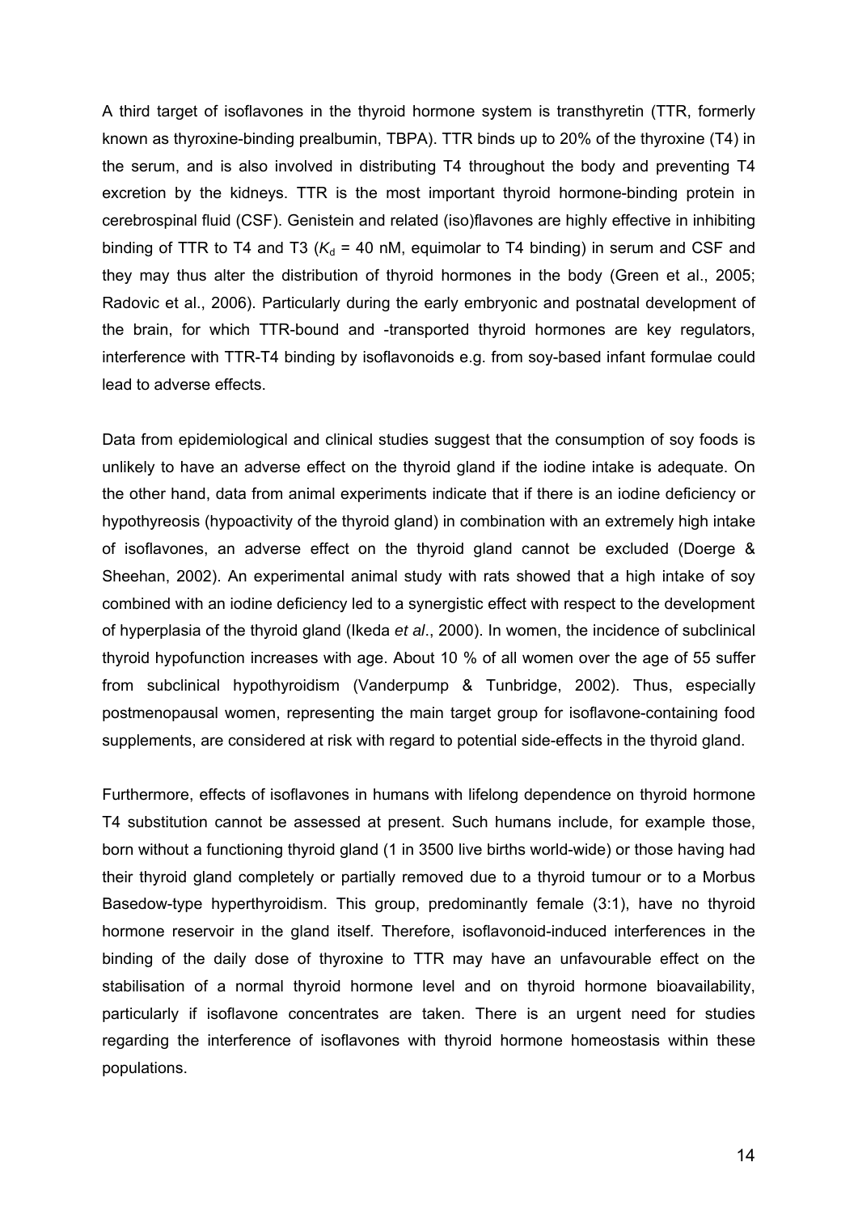A third target of isoflavones in the thyroid hormone system is transthyretin (TTR, formerly known as thyroxine-binding prealbumin, TBPA). TTR binds up to 20% of the thyroxine (T4) in the serum, and is also involved in distributing T4 throughout the body and preventing T4 excretion by the kidneys. TTR is the most important thyroid hormone-binding protein in cerebrospinal fluid (CSF). Genistein and related (iso)flavones are highly effective in inhibiting binding of TTR to T4 and T3 ($K_d$ = 40 nM, equimolar to T4 binding) in serum and CSF and they may thus alter the distribution of thyroid hormones in the body (Green et al., 2005; Radovic et al., 2006). Particularly during the early embryonic and postnatal development of the brain, for which TTR-bound and -transported thyroid hormones are key regulators, interference with TTR-T4 binding by isoflavonoids e.g. from soy-based infant formulae could lead to adverse effects.

Data from epidemiological and clinical studies suggest that the consumption of soy foods is unlikely to have an adverse effect on the thyroid gland if the iodine intake is adequate. On the other hand, data from animal experiments indicate that if there is an iodine deficiency or hypothyreosis (hypoactivity of the thyroid gland) in combination with an extremely high intake of isoflavones, an adverse effect on the thyroid gland cannot be excluded (Doerge & Sheehan, 2002). An experimental animal study with rats showed that a high intake of soy combined with an iodine deficiency led to a synergistic effect with respect to the development of hyperplasia of the thyroid gland (Ikeda *et al*., 2000). In women, the incidence of subclinical thyroid hypofunction increases with age. About 10 % of all women over the age of 55 suffer from subclinical hypothyroidism (Vanderpump & Tunbridge, 2002). Thus, especially postmenopausal women, representing the main target group for isoflavone-containing food supplements, are considered at risk with regard to potential side-effects in the thyroid gland.

Furthermore, effects of isoflavones in humans with lifelong dependence on thyroid hormone T4 substitution cannot be assessed at present. Such humans include, for example those, born without a functioning thyroid gland (1 in 3500 live births world-wide) or those having had their thyroid gland completely or partially removed due to a thyroid tumour or to a Morbus Basedow-type hyperthyroidism. This group, predominantly female (3:1), have no thyroid hormone reservoir in the gland itself. Therefore, isoflavonoid-induced interferences in the binding of the daily dose of thyroxine to TTR may have an unfavourable effect on the stabilisation of a normal thyroid hormone level and on thyroid hormone bioavailability, particularly if isoflavone concentrates are taken. There is an urgent need for studies regarding the interference of isoflavones with thyroid hormone homeostasis within these populations.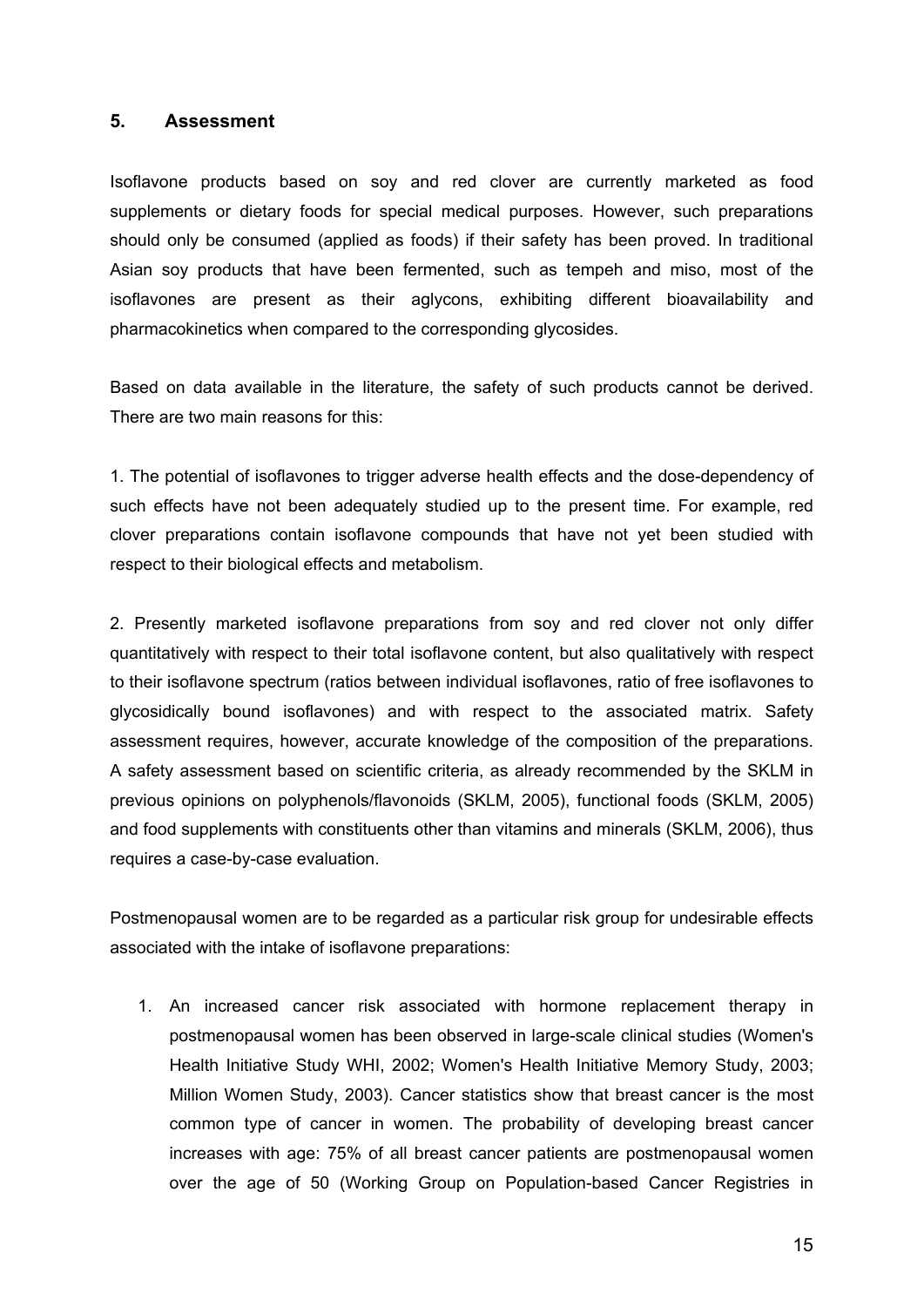## 5. Assessment

Isoflavone products based on soy and red clover are currently marketed as food supplements or dietary foods for special medical purposes. However, such preparations should only be consumed (applied as foods) if their safety has been proved. In traditional Asian soy products that have been fermented, such as tempeh and miso, most of the isoflavones are present as their aglycons, exhibiting different bioavailability and pharmacokinetics when compared to the corresponding glycosides.

Based on data available in the literature, the safety of such products cannot be derived. There are two main reasons for this:

1. The potential of isoflavones to trigger adverse health effects and the dose-dependency of such effects have not been adequately studied up to the present time. For example, red clover preparations contain isoflavone compounds that have not yet been studied with respect to their biological effects and metabolism.

2. Presently marketed isoflavone preparations from soy and red clover not only differ quantitatively with respect to their total isoflavone content, but also qualitatively with respect to their isoflavone spectrum (ratios between individual isoflavones, ratio of free isoflavones to glycosidically bound isoflavones) and with respect to the associated matrix. Safety assessment requires, however, accurate knowledge of the composition of the preparations. A safety assessment based on scientific criteria, as already recommended by the SKLM in previous opinions on polyphenols/flavonoids (SKLM, 2005), functional foods (SKLM, 2005) and food supplements with constituents other than vitamins and minerals (SKLM, 2006), thus requires a case-by-case evaluation.

Postmenopausal women are to be regarded as a particular risk group for undesirable effects associated with the intake of isoflavone preparations:

1. An increased cancer risk associated with hormone replacement therapy in postmenopausal women has been observed in large-scale clinical studies (Women's Health Initiative Study WHI, 2002; Women's Health Initiative Memory Study, 2003; Million Women Study, 2003). Cancer statistics show that breast cancer is the most common type of cancer in women. The probability of developing breast cancer increases with age: 75% of all breast cancer patients are postmenopausal women over the age of 50 (Working Group on Population-based Cancer Registries in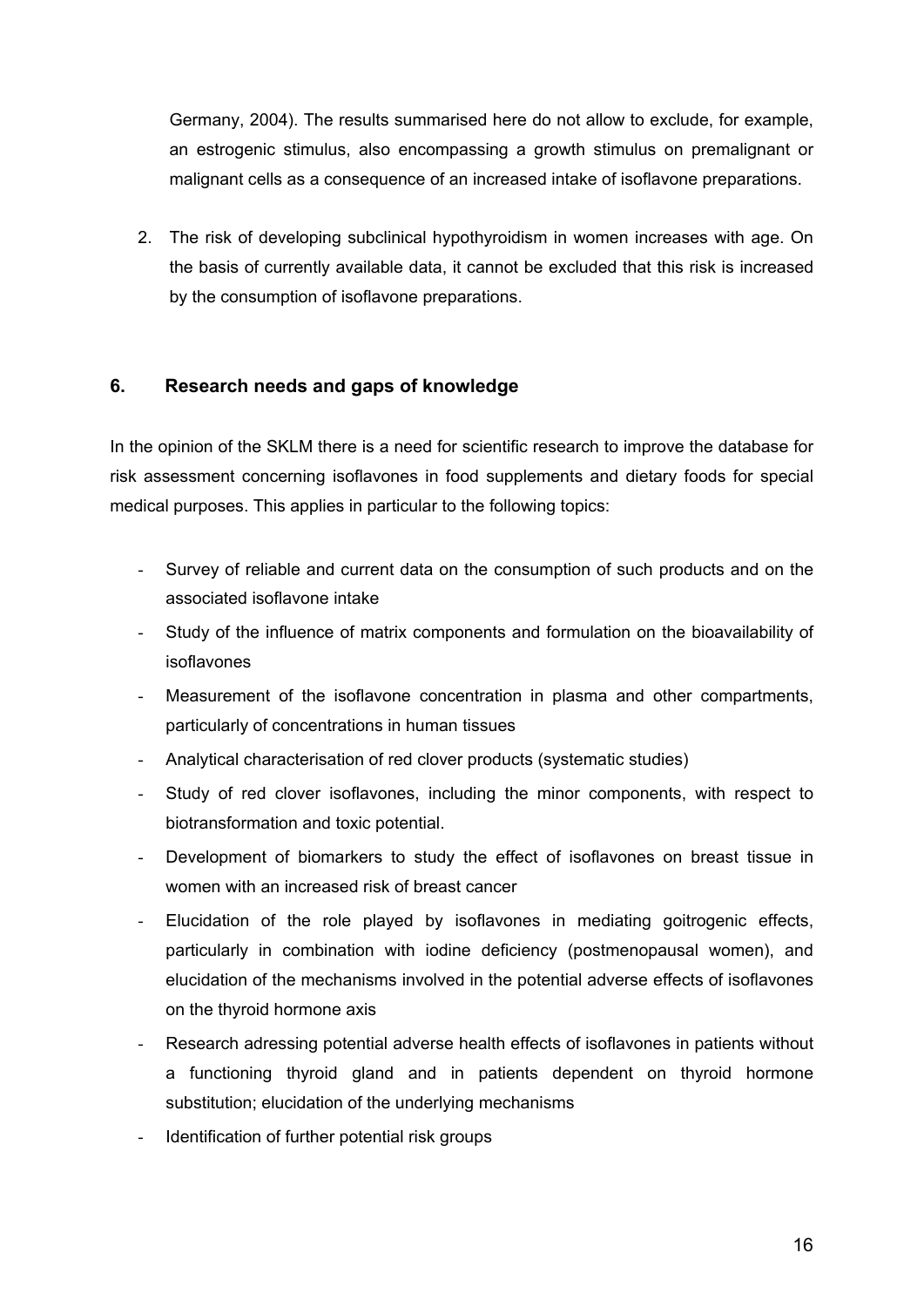Germany, 2004). The results summarised here do not allow to exclude, for example, an estrogenic stimulus, also encompassing a growth stimulus on premalignant or malignant cells as a consequence of an increased intake of isoflavone preparations.

2. The risk of developing subclinical hypothyroidism in women increases with age. On the basis of currently available data, it cannot be excluded that this risk is increased by the consumption of isoflavone preparations.

## 6. Research needs and gaps of knowledge

In the opinion of the SKLM there is a need for scientific research to improve the database for risk assessment concerning isoflavones in food supplements and dietary foods for special medical purposes. This applies in particular to the following topics:

- Survey of reliable and current data on the consumption of such products and on the associated isoflavone intake
- Study of the influence of matrix components and formulation on the bioavailability of isoflavones
- Measurement of the isoflavone concentration in plasma and other compartments, particularly of concentrations in human tissues
- Analytical characterisation of red clover products (systematic studies)
- Study of red clover isoflavones, including the minor components, with respect to biotransformation and toxic potential.
- Development of biomarkers to study the effect of isoflavones on breast tissue in women with an increased risk of breast cancer
- Elucidation of the role played by isoflavones in mediating goitrogenic effects, particularly in combination with iodine deficiency (postmenopausal women), and elucidation of the mechanisms involved in the potential adverse effects of isoflavones on the thyroid hormone axis
- Research adressing potential adverse health effects of isoflavones in patients without a functioning thyroid gland and in patients dependent on thyroid hormone substitution; elucidation of the underlying mechanisms
- Identification of further potential risk groups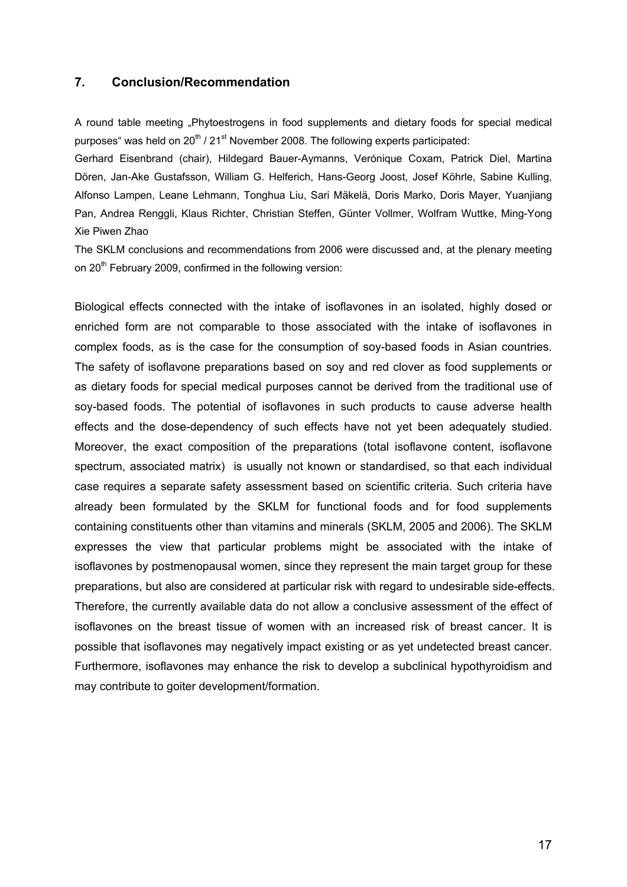## 7. Conclusion/Recommendation

A round table meeting „Phytoestrogens in food supplements and dietary foods for special medical purposes" was held on 20th / 21st November 2008. The following experts participated:

Gerhard Eisenbrand (chair), Hildegard Bauer-Aymanns, Verónique Coxam, Patrick Diel, Martina Dören, Jan-Ake Gustafsson, William G. Helferich, Hans-Georg Joost, Josef Köhrle, Sabine Kulling, Alfonso Lampen, Leane Lehmann, Tonghua Liu, Sari Mäkelä, Doris Marko, Doris Mayer, Yuanjiang Pan, Andrea Renggli, Klaus Richter, Christian Steffen, Günter Vollmer, Wolfram Wuttke, Ming-Yong Xie Piwen Zhao

The SKLM conclusions and recommendations from 2006 were discussed and, at the plenary meeting on 20th February 2009, confirmed in the following version:

Biological effects connected with the intake of isoflavones in an isolated, highly dosed or enriched form are not comparable to those associated with the intake of isoflavones in complex foods, as is the case for the consumption of soy-based foods in Asian countries. The safety of isoflavone preparations based on soy and red clover as food supplements or as dietary foods for special medical purposes cannot be derived from the traditional use of soy-based foods. The potential of isoflavones in such products to cause adverse health effects and the dose-dependency of such effects have not yet been adequately studied. Moreover, the exact composition of the preparations (total isoflavone content, isoflavone spectrum, associated matrix) is usually not known or standardised, so that each individual case requires a separate safety assessment based on scientific criteria. Such criteria have already been formulated by the SKLM for functional foods and for food supplements containing constituents other than vitamins and minerals (SKLM, 2005 and 2006). The SKLM expresses the view that particular problems might be associated with the intake of isoflavones by postmenopausal women, since they represent the main target group for these preparations, but also are considered at particular risk with regard to undesirable side-effects. Therefore, the currently available data do not allow a conclusive assessment of the effect of isoflavones on the breast tissue of women with an increased risk of breast cancer. It is possible that isoflavones may negatively impact existing or as yet undetected breast cancer. Furthermore, isoflavones may enhance the risk to develop a subclinical hypothyroidism and may contribute to goiter development/formation.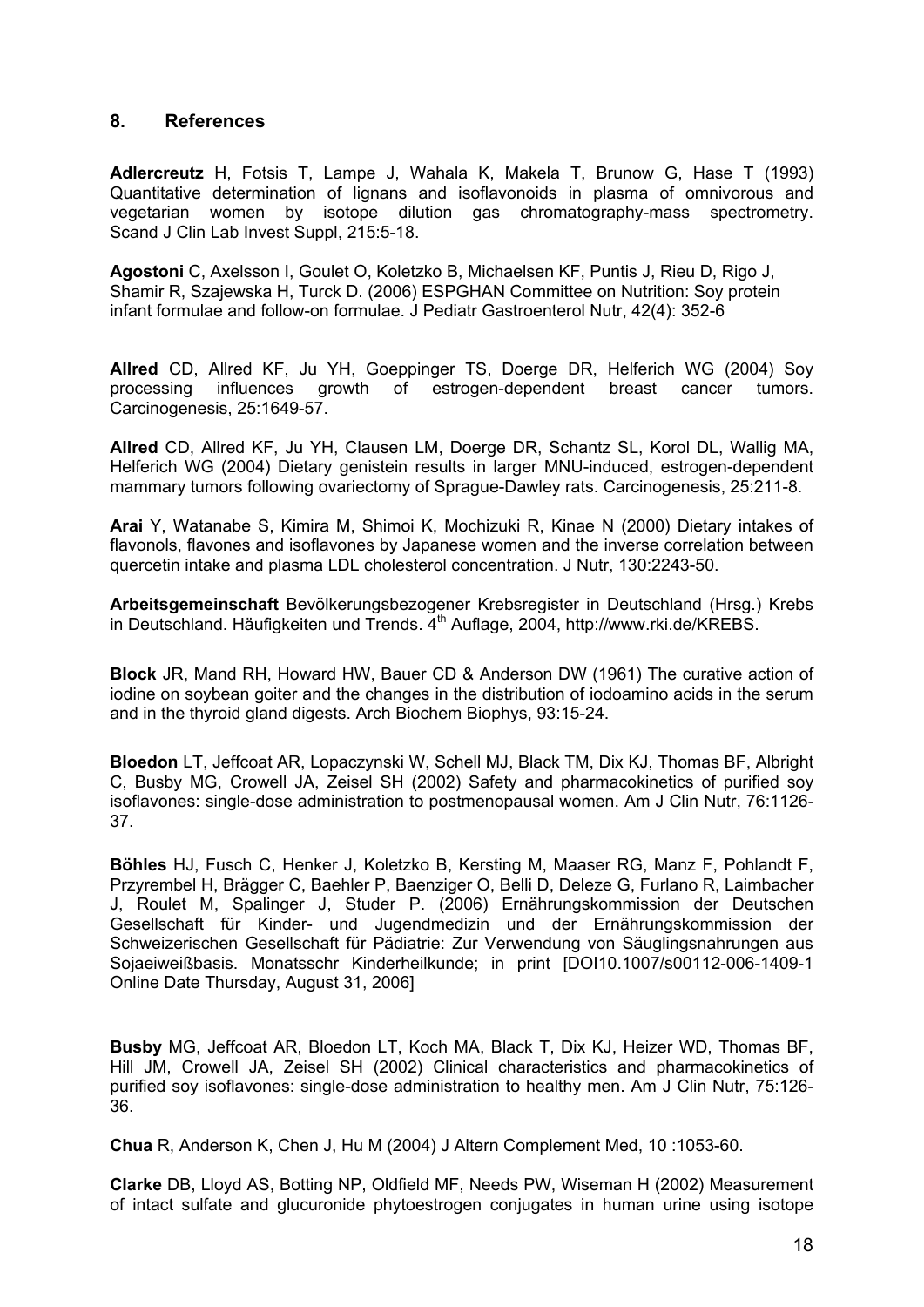## 8. References

**Adlercreutz** H, Fotsis T, Lampe J, Wahala K, Makela T, Brunow G, Hase T (1993) Quantitative determination of lignans and isoflavonoids in plasma of omnivorous and vegetarian women by isotope dilution gas chromatography-mass spectrometry. Scand J Clin Lab Invest Suppl, 215:5-18.

**Agostoni** C, Axelsson I, Goulet O, Koletzko B, Michaelsen KF, Puntis J, Rieu D, Rigo J, Shamir R, Szajewska H, Turck D. (2006) ESPGHAN Committee on Nutrition: Soy protein infant formulae and follow-on formulae. J Pediatr Gastroenterol Nutr, 42(4): 352-6

**Allred** CD, Allred KF, Ju YH, Goeppinger TS, Doerge DR, Helferich WG (2004) Soy processing influences growth of estrogen-dependent breast cancer tumors. Carcinogenesis, 25:1649-57.

**Allred** CD, Allred KF, Ju YH, Clausen LM, Doerge DR, Schantz SL, Korol DL, Wallig MA, Helferich WG (2004) Dietary genistein results in larger MNU-induced, estrogen-dependent mammary tumors following ovariectomy of Sprague-Dawley rats. Carcinogenesis, 25:211-8.

**Arai** Y, Watanabe S, Kimira M, Shimoi K, Mochizuki R, Kinae N (2000) Dietary intakes of flavonols, flavones and isoflavones by Japanese women and the inverse correlation between quercetin intake and plasma LDL cholesterol concentration. J Nutr, 130:2243-50.

**Arbeitsgemeinschaft** Bevölkerungsbezogener Krebsregister in Deutschland (Hrsg.) Krebs in Deutschland. Häufigkeiten und Trends. 4th Auflage, 2004, http://www.rki.de/KREBS.

**Block** JR, Mand RH, Howard HW, Bauer CD & Anderson DW (1961) The curative action of iodine on soybean goiter and the changes in the distribution of iodoamino acids in the serum and in the thyroid gland digests. Arch Biochem Biophys, 93:15-24.

**Bloedon** LT, Jeffcoat AR, Lopaczynski W, Schell MJ, Black TM, Dix KJ, Thomas BF, Albright C, Busby MG, Crowell JA, Zeisel SH (2002) Safety and pharmacokinetics of purified soy isoflavones: single-dose administration to postmenopausal women. Am J Clin Nutr, 76:1126-37.

**Böhles** HJ, Fusch C, Henker J, Koletzko B, Kersting M, Maaser RG, Manz F, Pohlandt F, Przyrembel H, Brägger C, Baehler P, Baenziger O, Belli D, Deleze G, Furlano R, Laimbacher J, Roulet M, Spalinger J, Studer P. (2006) Ernährungskommission der Deutschen Gesellschaft für Kinder- und Jugendmedizin und der Ernährungskommission der Schweizerischen Gesellschaft für Pädiatrie: Zur Verwendung von Säuglingsnahrungen aus Sojaeiweißbasis. Monatsschr Kinderheilkunde; in print [DOI10.1007/s00112-006-1409-1 Online Date Thursday, August 31, 2006]

**Busby** MG, Jeffcoat AR, Bloedon LT, Koch MA, Black T, Dix KJ, Heizer WD, Thomas BF, Hill JM, Crowell JA, Zeisel SH (2002) Clinical characteristics and pharmacokinetics of purified soy isoflavones: single-dose administration to healthy men. Am J Clin Nutr, 75:126-36.

**Chua** R, Anderson K, Chen J, Hu M (2004) J Altern Complement Med, 10 :1053-60.

**Clarke** DB, Lloyd AS, Botting NP, Oldfield MF, Needs PW, Wiseman H (2002) Measurement of intact sulfate and glucuronide phytoestrogen conjugates in human urine using isotope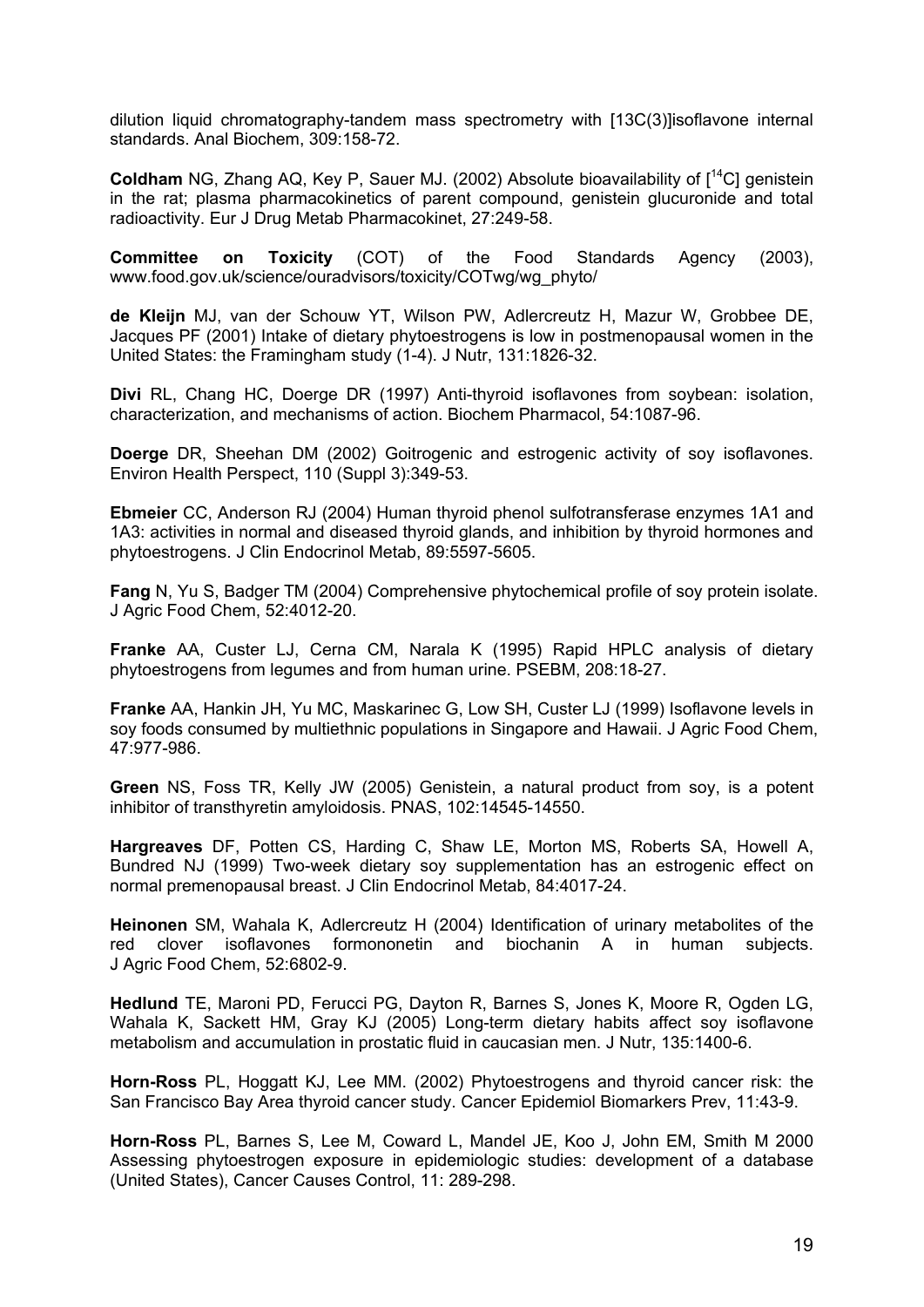dilution liquid chromatography-tandem mass spectrometry with [13C(3)]isoflavone internal standards. Anal Biochem, 309:158-72.

**Coldham** NG, Zhang AQ, Key P, Sauer MJ. (2002) Absolute bioavailability of [$^{14}$C] genistein in the rat; plasma pharmacokinetics of parent compound, genistein glucuronide and total radioactivity. Eur J Drug Metab Pharmacokinet, 27:249-58.

**Committee on Toxicity** (COT) of the Food Standards Agency (2003), www.food.gov.uk/science/ouradvisors/toxicity/COTwg/wg_phyto/

**de Kleijn** MJ, van der Schouw YT, Wilson PW, Adlercreutz H, Mazur W, Grobbee DE, Jacques PF (2001) Intake of dietary phytoestrogens is low in postmenopausal women in the United States: the Framingham study (1-4). J Nutr, 131:1826-32.

**Divi** RL, Chang HC, Doerge DR (1997) Anti-thyroid isoflavones from soybean: isolation, characterization, and mechanisms of action. Biochem Pharmacol, 54:1087-96.

**Doerge** DR, Sheehan DM (2002) Goitrogenic and estrogenic activity of soy isoflavones. Environ Health Perspect, 110 (Suppl 3):349-53.

**Ebmeier** CC, Anderson RJ (2004) Human thyroid phenol sulfotransferase enzymes 1A1 and 1A3: activities in normal and diseased thyroid glands, and inhibition by thyroid hormones and phytoestrogens. J Clin Endocrinol Metab, 89:5597-5605.

**Fang** N, Yu S, Badger TM (2004) Comprehensive phytochemical profile of soy protein isolate. J Agric Food Chem, 52:4012-20.

**Franke** AA, Custer LJ, Cerna CM, Narala K (1995) Rapid HPLC analysis of dietary phytoestrogens from legumes and from human urine. PSEBM, 208:18-27.

**Franke** AA, Hankin JH, Yu MC, Maskarinec G, Low SH, Custer LJ (1999) Isoflavone levels in soy foods consumed by multiethnic populations in Singapore and Hawaii. J Agric Food Chem, 47:977-986.

**Green** NS, Foss TR, Kelly JW (2005) Genistein, a natural product from soy, is a potent inhibitor of transthyretin amyloidosis. PNAS, 102:14545-14550.

**Hargreaves** DF, Potten CS, Harding C, Shaw LE, Morton MS, Roberts SA, Howell A, Bundred NJ (1999) Two-week dietary soy supplementation has an estrogenic effect on normal premenopausal breast. J Clin Endocrinol Metab, 84:4017-24.

**Heinonen** SM, Wahala K, Adlercreutz H (2004) Identification of urinary metabolites of the red clover isoflavones formononetin and biochanin A in human subjects. J Agric Food Chem, 52:6802-9.

**Hedlund** TE, Maroni PD, Ferucci PG, Dayton R, Barnes S, Jones K, Moore R, Ogden LG, Wahala K, Sackett HM, Gray KJ (2005) Long-term dietary habits affect soy isoflavone metabolism and accumulation in prostatic fluid in caucasian men. J Nutr, 135:1400-6.

**Horn-Ross** PL, Hoggatt KJ, Lee MM. (2002) Phytoestrogens and thyroid cancer risk: the San Francisco Bay Area thyroid cancer study. Cancer Epidemiol Biomarkers Prev, 11:43-9.

**Horn-Ross** PL, Barnes S, Lee M, Coward L, Mandel JE, Koo J, John EM, Smith M 2000 Assessing phytoestrogen exposure in epidemiologic studies: development of a database (United States), Cancer Causes Control, 11: 289-298.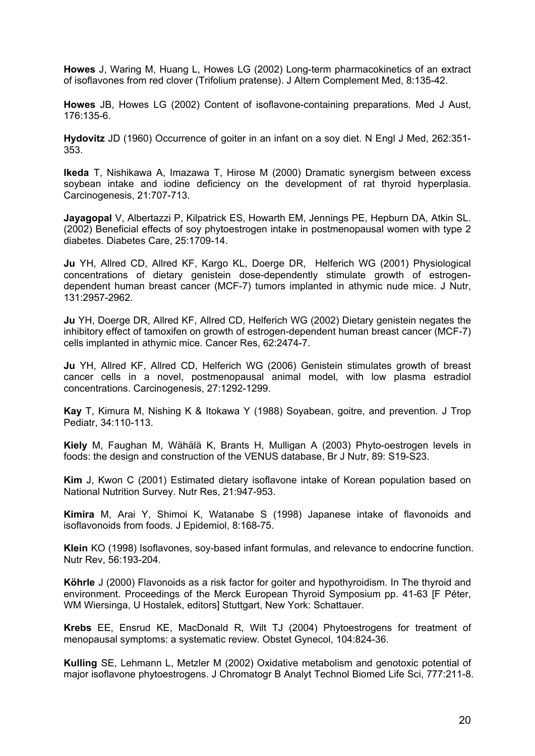**Howes** J, Waring M, Huang L, Howes LG (2002) Long-term pharmacokinetics of an extract of isoflavones from red clover (Trifolium pratense). J Altern Complement Med, 8:135-42.

**Howes** JB, Howes LG (2002) Content of isoflavone-containing preparations. Med J Aust, 176:135-6.

**Hydovitz** JD (1960) Occurrence of goiter in an infant on a soy diet. N Engl J Med, 262:351-353.

**Ikeda** T, Nishikawa A, Imazawa T, Hirose M (2000) Dramatic synergism between excess soybean intake and iodine deficiency on the development of rat thyroid hyperplasia. Carcinogenesis, 21:707-713.

**Jayagopal** V, Albertazzi P, Kilpatrick ES, Howarth EM, Jennings PE, Hepburn DA, Atkin SL. (2002) Beneficial effects of soy phytoestrogen intake in postmenopausal women with type 2 diabetes. Diabetes Care, 25:1709-14.

**Ju** YH, Allred CD, Allred KF, Kargo KL, Doerge DR, Helferich WG (2001) Physiological concentrations of dietary genistein dose-dependently stimulate growth of estrogen-dependent human breast cancer (MCF-7) tumors implanted in athymic nude mice. J Nutr, 131:2957-2962.

**Ju** YH, Doerge DR, Allred KF, Allred CD, Helferich WG (2002) Dietary genistein negates the inhibitory effect of tamoxifen on growth of estrogen-dependent human breast cancer (MCF-7) cells implanted in athymic mice. Cancer Res, 62:2474-7.

**Ju** YH, Allred KF, Allred CD, Helferich WG (2006) Genistein stimulates growth of breast cancer cells in a novel, postmenopausal animal model, with low plasma estradiol concentrations. Carcinogenesis, 27:1292-1299.

**Kay** T, Kimura M, Nishing K & Itokawa Y (1988) Soyabean, goitre, and prevention. J Trop Pediatr, 34:110-113.

**Kiely** M, Faughan M, Wähälä K, Brants H, Mulligan A (2003) Phyto-oestrogen levels in foods: the design and construction of the VENUS database, Br J Nutr, 89: S19-S23.

**Kim** J, Kwon C (2001) Estimated dietary isoflavone intake of Korean population based on National Nutrition Survey. Nutr Res, 21:947-953.

**Kimira** M, Arai Y, Shimoi K, Watanabe S (1998) Japanese intake of flavonoids and isoflavonoids from foods. J Epidemiol, 8:168-75.

**Klein** KO (1998) Isoflavones, soy-based infant formulas, and relevance to endocrine function. Nutr Rev, 56:193-204.

**Köhrle** J (2000) Flavonoids as a risk factor for goiter and hypothyroidism. In The thyroid and environment. Proceedings of the Merck European Thyroid Symposium pp. 41-63 [F Péter, WM Wiersinga, U Hostalek, editors] Stuttgart, New York: Schattauer.

**Krebs** EE, Ensrud KE, MacDonald R, Wilt TJ (2004) Phytoestrogens for treatment of menopausal symptoms: a systematic review. Obstet Gynecol, 104:824-36.

**Kulling** SE, Lehmann L, Metzler M (2002) Oxidative metabolism and genotoxic potential of major isoflavone phytoestrogens. J Chromatogr B Analyt Technol Biomed Life Sci, 777:211-8.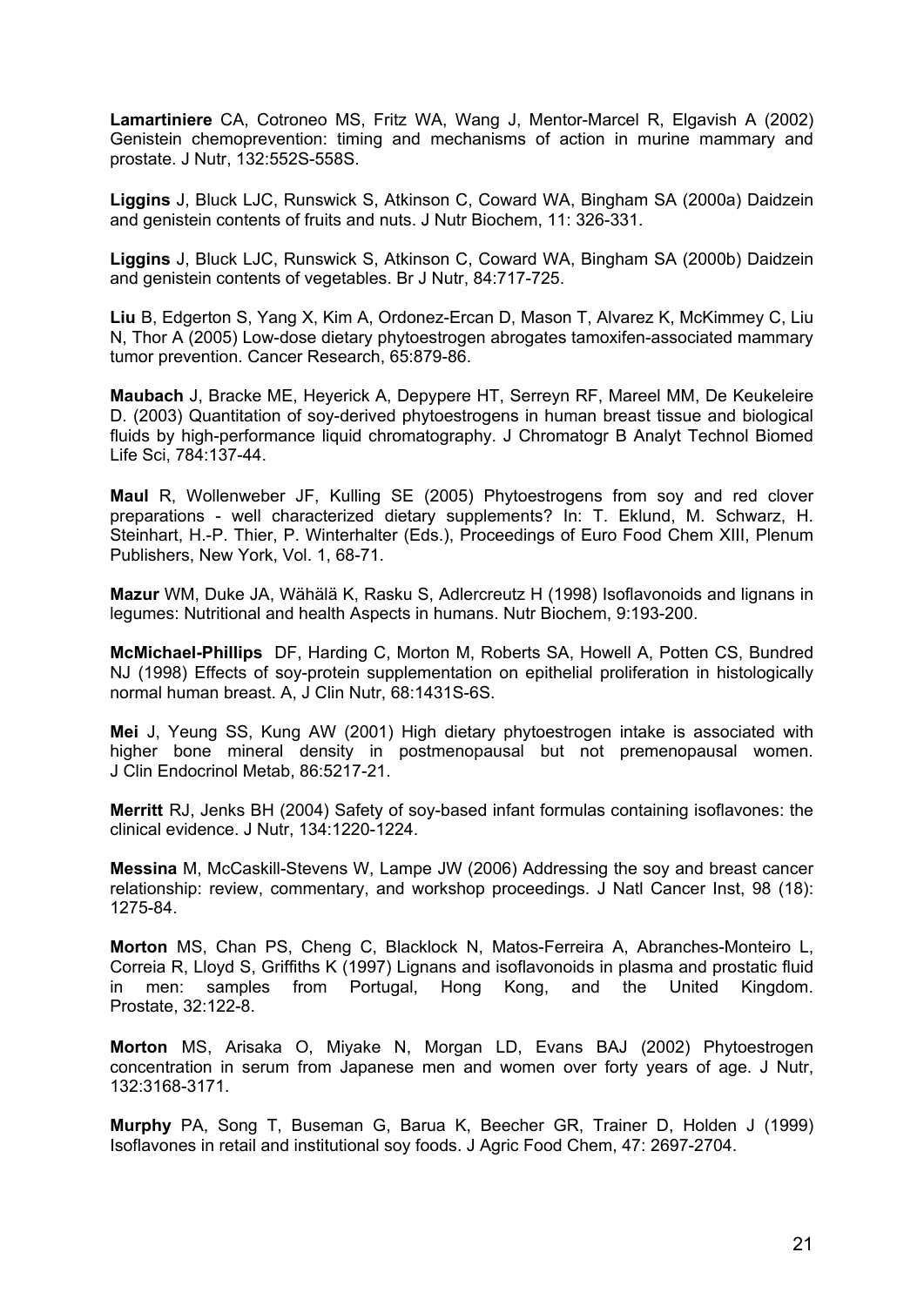**Lamartiniere** CA, Cotroneo MS, Fritz WA, Wang J, Mentor-Marcel R, Elgavish A (2002) Genistein chemoprevention: timing and mechanisms of action in murine mammary and prostate. J Nutr, 132:552S-558S.

**Liggins** J, Bluck LJC, Runswick S, Atkinson C, Coward WA, Bingham SA (2000a) Daidzein and genistein contents of fruits and nuts. J Nutr Biochem, 11: 326-331.

**Liggins** J, Bluck LJC, Runswick S, Atkinson C, Coward WA, Bingham SA (2000b) Daidzein and genistein contents of vegetables. Br J Nutr, 84:717-725.

**Liu** B, Edgerton S, Yang X, Kim A, Ordonez-Ercan D, Mason T, Alvarez K, McKimmey C, Liu N, Thor A (2005) Low-dose dietary phytoestrogen abrogates tamoxifen-associated mammary tumor prevention. Cancer Research, 65:879-86.

**Maubach** J, Bracke ME, Heyerick A, Depypere HT, Serreyn RF, Mareel MM, De Keukeleire D. (2003) Quantitation of soy-derived phytoestrogens in human breast tissue and biological fluids by high-performance liquid chromatography. J Chromatogr B Analyt Technol Biomed Life Sci, 784:137-44.

**Maul** R, Wollenweber JF, Kulling SE (2005) Phytoestrogens from soy and red clover preparations - well characterized dietary supplements? In: T. Eklund, M. Schwarz, H. Steinhart, H.-P. Thier, P. Winterhalter (Eds.), Proceedings of Euro Food Chem XIII, Plenum Publishers, New York, Vol. 1, 68-71.

**Mazur** WM, Duke JA, Wähälä K, Rasku S, Adlercreutz H (1998) Isoflavonoids and lignans in legumes: Nutritional and health Aspects in humans. Nutr Biochem, 9:193-200.

**McMichael-Phillips** DF, Harding C, Morton M, Roberts SA, Howell A, Potten CS, Bundred NJ (1998) Effects of soy-protein supplementation on epithelial proliferation in histologically normal human breast. A, J Clin Nutr, 68:1431S-6S.

**Mei** J, Yeung SS, Kung AW (2001) High dietary phytoestrogen intake is associated with higher bone mineral density in postmenopausal but not premenopausal women. J Clin Endocrinol Metab, 86:5217-21.

**Merritt** RJ, Jenks BH (2004) Safety of soy-based infant formulas containing isoflavones: the clinical evidence. J Nutr, 134:1220-1224.

**Messina** M, McCaskill-Stevens W, Lampe JW (2006) Addressing the soy and breast cancer relationship: review, commentary, and workshop proceedings. J Natl Cancer Inst, 98 (18): 1275-84.

**Morton** MS, Chan PS, Cheng C, Blacklock N, Matos-Ferreira A, Abranches-Monteiro L, Correia R, Lloyd S, Griffiths K (1997) Lignans and isoflavonoids in plasma and prostatic fluid in men: samples from Portugal, Hong Kong, and the United Kingdom. Prostate, 32:122-8.

**Morton** MS, Arisaka O, Miyake N, Morgan LD, Evans BAJ (2002) Phytoestrogen concentration in serum from Japanese men and women over forty years of age. J Nutr, 132:3168-3171.

**Murphy** PA, Song T, Buseman G, Barua K, Beecher GR, Trainer D, Holden J (1999) Isoflavones in retail and institutional soy foods. J Agric Food Chem, 47: 2697-2704.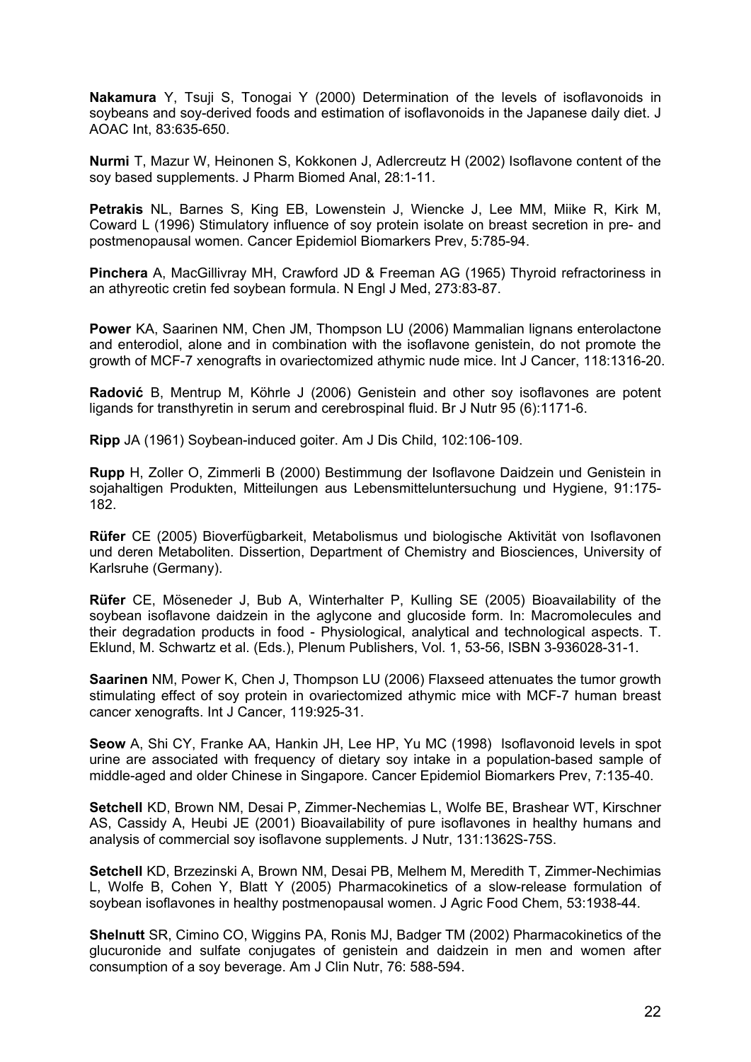**Nakamura** Y, Tsuji S, Tonogai Y (2000) Determination of the levels of isoflavonoids in soybeans and soy-derived foods and estimation of isoflavonoids in the Japanese daily diet. J AOAC Int, 83:635-650.

**Nurmi** T, Mazur W, Heinonen S, Kokkonen J, Adlercreutz H (2002) Isoflavone content of the soy based supplements. J Pharm Biomed Anal, 28:1-11.

**Petrakis** NL, Barnes S, King EB, Lowenstein J, Wiencke J, Lee MM, Miike R, Kirk M, Coward L (1996) Stimulatory influence of soy protein isolate on breast secretion in pre- and postmenopausal women. Cancer Epidemiol Biomarkers Prev, 5:785-94.

**Pinchera** A, MacGillivray MH, Crawford JD & Freeman AG (1965) Thyroid refractoriness in an athyreotic cretin fed soybean formula. N Engl J Med, 273:83-87.

**Power** KA, Saarinen NM, Chen JM, Thompson LU (2006) Mammalian lignans enterolactone and enterodiol, alone and in combination with the isoflavone genistein, do not promote the growth of MCF-7 xenografts in ovariectomized athymic nude mice. Int J Cancer, 118:1316-20.

**Radović** B, Mentrup M, Köhrle J (2006) Genistein and other soy isoflavones are potent ligands for transthyretin in serum and cerebrospinal fluid. Br J Nutr 95 (6):1171-6.

**Ripp** JA (1961) Soybean-induced goiter. Am J Dis Child, 102:106-109.

**Rupp** H, Zoller O, Zimmerli B (2000) Bestimmung der Isoflavone Daidzein und Genistein in sojahaltigen Produkten, Mitteilungen aus Lebensmitteluntersuchung und Hygiene, 91:175-182.

**Rüfer** CE (2005) Bioverfügbarkeit, Metabolismus und biologische Aktivität von Isoflavonen und deren Metaboliten. Dissertion, Department of Chemistry and Biosciences, University of Karlsruhe (Germany).

**Rüfer** CE, Möseneder J, Bub A, Winterhalter P, Kulling SE (2005) Bioavailability of the soybean isoflavone daidzein in the aglycone and glucoside form. In: Macromolecules and their degradation products in food - Physiological, analytical and technological aspects. T. Eklund, M. Schwartz et al. (Eds.), Plenum Publishers, Vol. 1, 53-56, ISBN 3-936028-31-1.

**Saarinen** NM, Power K, Chen J, Thompson LU (2006) Flaxseed attenuates the tumor growth stimulating effect of soy protein in ovariectomized athymic mice with MCF-7 human breast cancer xenografts. Int J Cancer, 119:925-31.

**Seow** A, Shi CY, Franke AA, Hankin JH, Lee HP, Yu MC (1998) Isoflavonoid levels in spot urine are associated with frequency of dietary soy intake in a population-based sample of middle-aged and older Chinese in Singapore. Cancer Epidemiol Biomarkers Prev, 7:135-40.

**Setchell** KD, Brown NM, Desai P, Zimmer-Nechemias L, Wolfe BE, Brashear WT, Kirschner AS, Cassidy A, Heubi JE (2001) Bioavailability of pure isoflavones in healthy humans and analysis of commercial soy isoflavone supplements. J Nutr, 131:1362S-75S.

**Setchell** KD, Brzezinski A, Brown NM, Desai PB, Melhem M, Meredith T, Zimmer-Nechimias L, Wolfe B, Cohen Y, Blatt Y (2005) Pharmacokinetics of a slow-release formulation of soybean isoflavones in healthy postmenopausal women. J Agric Food Chem, 53:1938-44.

**Shelnutt** SR, Cimino CO, Wiggins PA, Ronis MJ, Badger TM (2002) Pharmacokinetics of the glucuronide and sulfate conjugates of genistein and daidzein in men and women after consumption of a soy beverage. Am J Clin Nutr, 76: 588-594.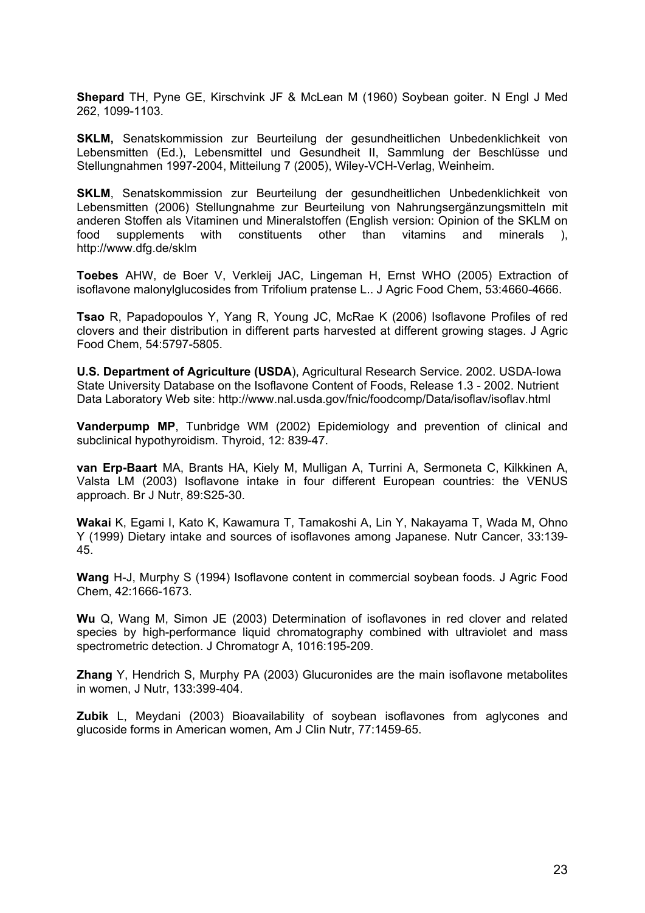**Shepard** TH, Pyne GE, Kirschvink JF & McLean M (1960) Soybean goiter. N Engl J Med 262, 1099-1103.

**SKLM,** Senatskommission zur Beurteilung der gesundheitlichen Unbedenklichkeit von Lebensmitten (Ed.), Lebensmittel und Gesundheit II, Sammlung der Beschlüsse und Stellungnahmen 1997-2004, Mitteilung 7 (2005), Wiley-VCH-Verlag, Weinheim.

**SKLM**, Senatskommission zur Beurteilung der gesundheitlichen Unbedenklichkeit von Lebensmitten (2006) Stellungnahme zur Beurteilung von Nahrungsergänzungsmitteln mit anderen Stoffen als Vitaminen und Mineralstoffen (English version: Opinion of the SKLM on food supplements with constituents other than vitamins and minerals ), http://www.dfg.de/sklm

**Toebes** AHW, de Boer V, Verkleij JAC, Lingeman H, Ernst WHO (2005) Extraction of isoflavone malonylglucosides from Trifolium pratense L.. J Agric Food Chem, 53:4660-4666.

**Tsao** R, Papadopoulos Y, Yang R, Young JC, McRae K (2006) Isoflavone Profiles of red clovers and their distribution in different parts harvested at different growing stages. J Agric Food Chem, 54:5797-5805.

**U.S. Department of Agriculture (USDA**), Agricultural Research Service. 2002. USDA-Iowa State University Database on the Isoflavone Content of Foods, Release 1.3 - 2002. Nutrient Data Laboratory Web site: http://www.nal.usda.gov/fnic/foodcomp/Data/isoflav/isoflav.html

**Vanderpump MP**, Tunbridge WM (2002) Epidemiology and prevention of clinical and subclinical hypothyroidism. Thyroid, 12: 839-47.

**van Erp-Baart** MA, Brants HA, Kiely M, Mulligan A, Turrini A, Sermoneta C, Kilkkinen A, Valsta LM (2003) Isoflavone intake in four different European countries: the VENUS approach. Br J Nutr, 89:S25-30.

**Wakai** K, Egami I, Kato K, Kawamura T, Tamakoshi A, Lin Y, Nakayama T, Wada M, Ohno Y (1999) Dietary intake and sources of isoflavones among Japanese. Nutr Cancer, 33:139-45.

**Wang** H-J, Murphy S (1994) Isoflavone content in commercial soybean foods. J Agric Food Chem, 42:1666-1673.

**Wu** Q, Wang M, Simon JE (2003) Determination of isoflavones in red clover and related species by high-performance liquid chromatography combined with ultraviolet and mass spectrometric detection. J Chromatogr A, 1016:195-209.

**Zhang** Y, Hendrich S, Murphy PA (2003) Glucuronides are the main isoflavone metabolites in women, J Nutr, 133:399-404.

**Zubik** L, Meydani (2003) Bioavailability of soybean isoflavones from aglycones and glucoside forms in American women, Am J Clin Nutr, 77:1459-65.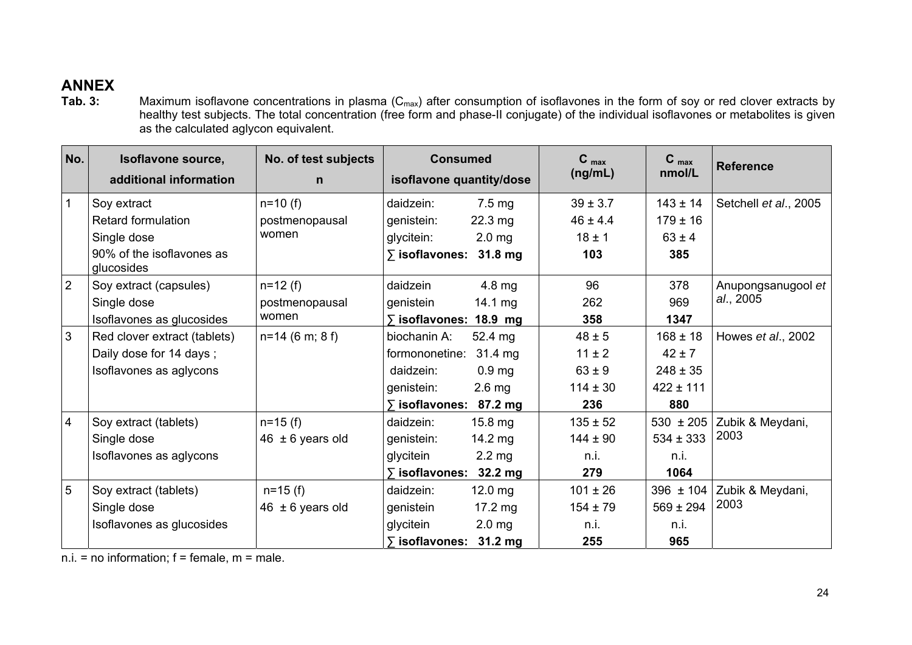# ANNEX

**Tab. 3:** Maximum isoflavone concentrations in plasma ($C_{max}$) after consumption of isoflavones in the form of soy or red clover extracts by healthy test subjects. The total concentration (free form and phase-II conjugate) of the individual isoflavones or metabolites is given as the calculated aglycon equivalent.

| No. | Isoflavone source, additional information | No. of test subjects n | Consumed isoflavone quantity/dose | $C_{max}$ (ng/mL) | $C_{max}$ nmol/L | Reference |
|---|---|---|---|---|---|---|
| 1 | Soy extract<br>Retard formulation<br>Single dose<br>90% of the isoflavones as glucosides | n=10 (f)<br>postmenopausal women | daidzein: 7.5 mg<br>genistein: 22.3 mg<br>glycitein: 2.0 mg<br>**∑ isoflavones: 31.8 mg** | 39 ± 3.7<br>46 ± 4.4<br>18 ± 1<br>**103** | 143 ± 14<br>179 ± 16<br>63 ± 4<br>**385** | Setchell *et al*., 2005 |
| 2 | Soy extract (capsules)<br>Single dose<br>Isoflavones as glucosides | n=12 (f)<br>postmenopausal women | daidzein 4.8 mg<br>genistein 14.1 mg<br>**∑ isoflavones: 18.9 mg** | 96<br>262<br>**358** | 378<br>969<br>**1347** | Anupongsanugool *et al*., 2005 |
| 3 | Red clover extract (tablets)<br>Daily dose for 14 days ;<br>Isoflavones as aglycons | n=14 (6 m; 8 f) | biochanin A: 52.4 mg<br>formononetine: 31.4 mg<br>daidzein: 0.9 mg<br>genistein: 2.6 mg<br>**∑ isoflavones: 87.2 mg** | 48 ± 5<br>11 ± 2<br>63 ± 9<br>114 ± 30<br>**236** | 168 ± 18<br>42 ± 7<br>248 ± 35<br>422 ± 111<br>**880** | Howes *et al*., 2002 |
| 4 | Soy extract (tablets)<br>Single dose<br>Isoflavones as aglycons | n=15 (f)<br>46 ± 6 years old | daidzein: 15.8 mg<br>genistein: 14.2 mg<br>glycitein 2.2 mg<br>**∑ isoflavones: 32.2 mg** | 135 ± 52<br>144 ± 90<br>n.i.<br>**279** | 530 ± 205<br>534 ± 333<br>n.i.<br>**1064** | Zubik & Meydani, 2003 |
| 5 | Soy extract (tablets)<br>Single dose<br>Isoflavones as glucosides | n=15 (f)<br>46 ± 6 years old | daidzein: 12.0 mg<br>genistein 17.2 mg<br>glycitein 2.0 mg<br>**∑ isoflavones: 31.2 mg** | 101 ± 26<br>154 ± 79<br>n.i.<br>**255** | 396 ± 104<br>569 ± 294<br>n.i.<br>**965** | Zubik & Meydani, 2003 |

n.i. = no information; f = female, m = male.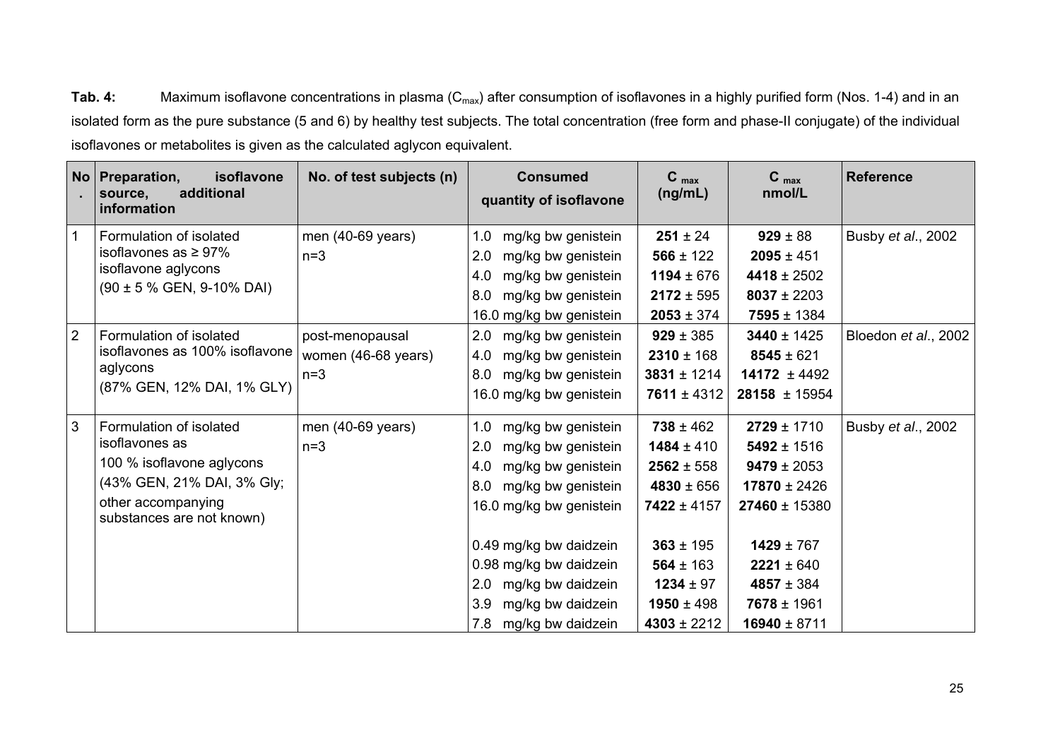**Tab. 4:** Maximum isoflavone concentrations in plasma ($C_{max}$) after consumption of isoflavones in a highly purified form (Nos. 1-4) and in an isolated form as the pure substance (5 and 6) by healthy test subjects. The total concentration (free form and phase-II conjugate) of the individual isoflavones or metabolites is given as the calculated aglycon equivalent.

| No. | Preparation, isoflavone source, additional information | No. of test subjects (n) | Consumed quantity of isoflavone | $C_{max}$ (ng/mL) | $C_{max}$ nmol/L | Reference |
|---|---|---|---|---|---|---|
| 1 | Formulation of isolated isoflavones as ≥ 97% isoflavone aglycons (90 ± 5 % GEN, 9-10% DAI) | men (40-69 years) n=3 | 1.0 mg/kg bw genistein<br>2.0 mg/kg bw genistein<br>4.0 mg/kg bw genistein<br>8.0 mg/kg bw genistein<br>16.0 mg/kg bw genistein | **251** ± 24<br>**566** ± 122<br>**1194** ± 676<br>**2172** ± 595<br>**2053** ± 374 | **929** ± 88<br>**2095** ± 451<br>**4418** ± 2502<br>**8037** ± 2203<br>**7595** ± 1384 | Busby *et al.*, 2002 |
| 2 | Formulation of isolated isoflavones as 100% isoflavone aglycons (87% GEN, 12% DAI, 1% GLY) | post-menopausal women (46-68 years) n=3 | 2.0 mg/kg bw genistein<br>4.0 mg/kg bw genistein<br>8.0 mg/kg bw genistein<br>16.0 mg/kg bw genistein | **929** ± 385<br>**2310** ± 168<br>**3831** ± 1214<br>**7611** ± 4312 | **3440** ± 1425<br>**8545** ± 621<br>**14172** ± 4492<br>**28158** ± 15954 | Bloedon *et al.*, 2002 |
| 3 | Formulation of isolated isoflavones as 100 % isoflavone aglycons (43% GEN, 21% DAI, 3% Gly; other accompanying substances are not known) | men (40-69 years) n=3 | 1.0 mg/kg bw genistein<br>2.0 mg/kg bw genistein<br>4.0 mg/kg bw genistein<br>8.0 mg/kg bw genistein<br>16.0 mg/kg bw genistein | **738** ± 462<br>**1484** ± 410<br>**2562** ± 558<br>**4830** ± 656<br>**7422** ± 4157 | **2729** ± 1710<br>**5492** ± 1516<br>**9479** ± 2053<br>**17870** ± 2426<br>**27460** ± 15380 | Busby *et al.*, 2002 |
| | | | 0.49 mg/kg bw daidzein<br>0.98 mg/kg bw daidzein<br>2.0 mg/kg bw daidzein<br>3.9 mg/kg bw daidzein<br>7.8 mg/kg bw daidzein | **363** ± 195<br>**564** ± 163<br>**1234** ± 97<br>**1950** ± 498<br>**4303** ± 2212 | **1429** ± 767<br>**2221** ± 640<br>**4857** ± 384<br>**7678** ± 1961<br>**16940** ± 8711 | |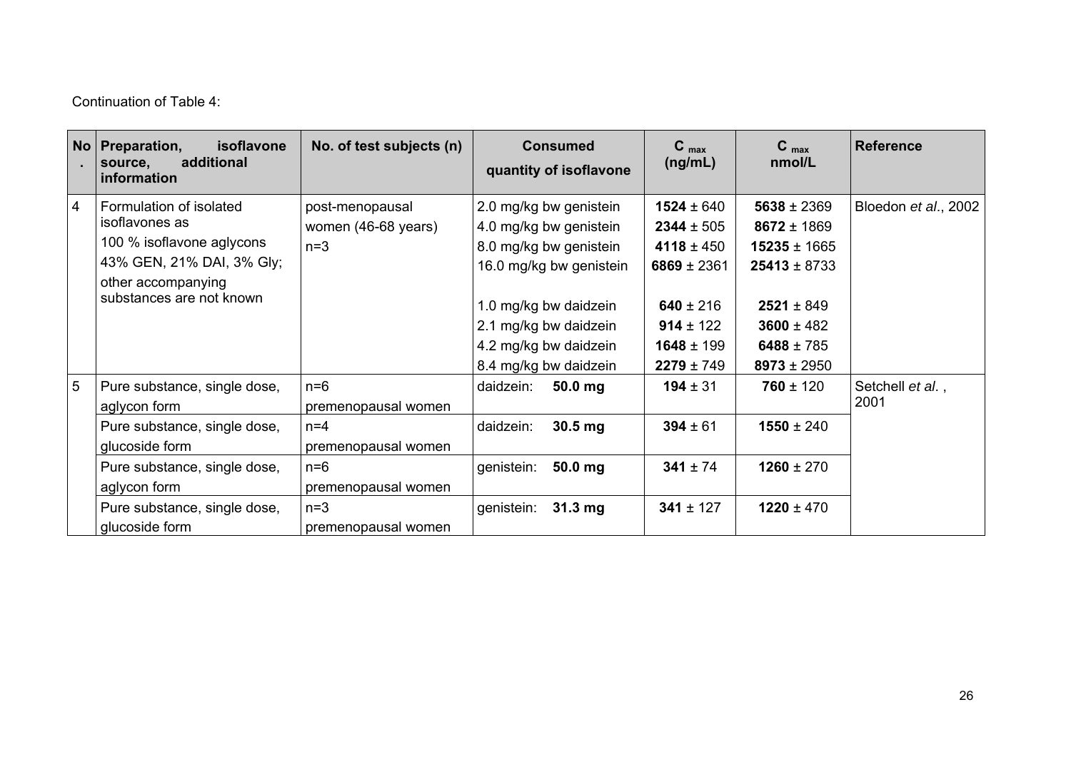Continuation of Table 4:

| No. | Preparation, isoflavone source, additional information | No. of test subjects (n) | Consumed quantity of isoflavone | $C_{max}$ (ng/mL) | $C_{max}$ nmol/L | Reference |
|---|---|---|---|---|---|---|
| 4 | Formulation of isolated isoflavones as<br>100 % isoflavone aglycons<br>43% GEN, 21% DAI, 3% Gly;<br>other accompanying substances are not known | post-menopausal women (46-68 years)<br>n=3 | 2.0 mg/kg bw genistein<br>4.0 mg/kg bw genistein<br>8.0 mg/kg bw genistein<br>16.0 mg/kg bw genistein<br><br>1.0 mg/kg bw daidzein<br>2.1 mg/kg bw daidzein<br>4.2 mg/kg bw daidzein<br>8.4 mg/kg bw daidzein | **1524** ± 640<br>**2344** ± 505<br>**4118** ± 450<br>**6869** ± 2361<br><br>**640** ± 216<br>**914** ± 122<br>**1648** ± 199<br>**2279** ± 749 | **5638** ± 2369<br>**8672** ± 1869<br>**15235** ± 1665<br>**25413** ± 8733<br><br>**2521** ± 849<br>**3600** ± 482<br>**6488** ± 785<br>**8973** ± 2950 | Bloedon *et al.*, 2002 |
| 5 | Pure substance, single dose, aglycon form | n=6<br>premenopausal women | daidzein: **50.0 mg** | **194** ± 31 | **760** ± 120 | Setchell *et al.*, 2001 |
| | Pure substance, single dose, glucoside form | n=4<br>premenopausal women | daidzein: **30.5 mg** | **394** ± 61 | **1550** ± 240 | |
| | Pure substance, single dose, aglycon form | n=6<br>premenopausal women | genistein: **50.0 mg** | **341** ± 74 | **1260** ± 270 | |
| | Pure substance, single dose, glucoside form | n=3<br>premenopausal women | genistein: **31.3 mg** | **341** ± 127 | **1220** ± 470 | |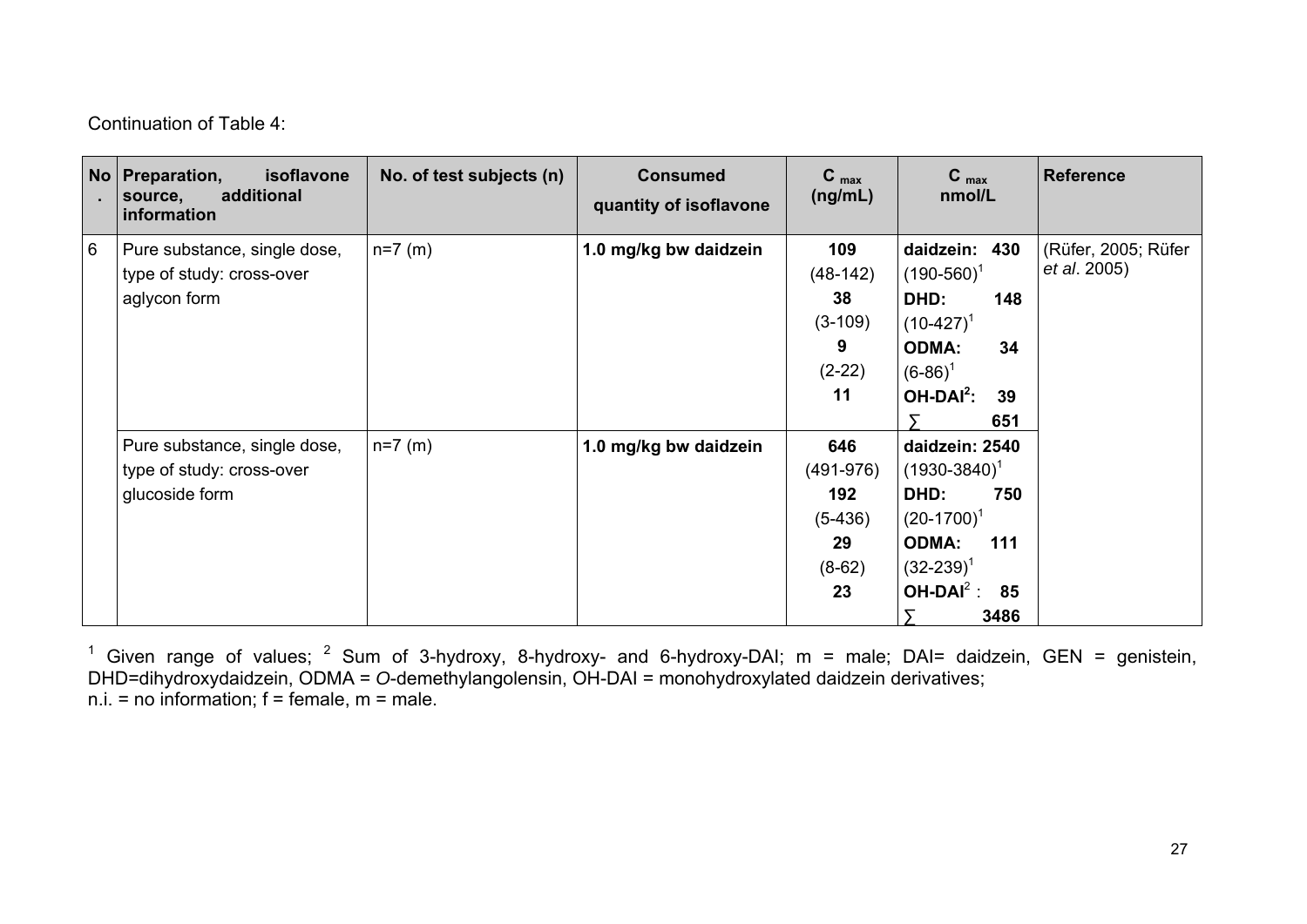Continuation of Table 4:

| No. | Preparation, isoflavone source, additional information | No. of test subjects (n) | Consumed quantity of isoflavone | $C_{max}$ (ng/mL) | $C_{max}$ nmol/L | Reference |
|---|---|---|---|---|---|---|
| 6 | Pure substance, single dose, type of study: cross-over aglycon form | n=7 (m) | **1.0 mg/kg bw daidzein** | **109** (48-142) **38** (3-109) **9** (2-22) **11** | **daidzein: 430** (190-560)[1] **DHD: 148** (10-427)[1] **ODMA: 34** (6-86)[1] **OH-DAI[2]: 39** ∑ **651** | (Rüfer, 2005; Rüfer *et al*. 2005) |
| | Pure substance, single dose, type of study: cross-over glucoside form | n=7 (m) | **1.0 mg/kg bw daidzein** | **646** (491-976) **192** (5-436) **29** (8-62) **23** | **daidzein: 2540** (1930-3840)[1] **DHD: 750** (20-1700)[1] **ODMA: 111** (32-239)[1] **OH-DAI[2]: 85** ∑ **3486** | |

[1] Given range of values; [2] Sum of 3-hydroxy, 8-hydroxy- and 6-hydroxy-DAI; m = male; DAI= daidzein, GEN = genistein, DHD=dihydroxydaidzein, ODMA = *O*-demethylangolensin, OH-DAI = monohydroxylated daidzein derivatives;
n.i. = no information; f = female, m = male.